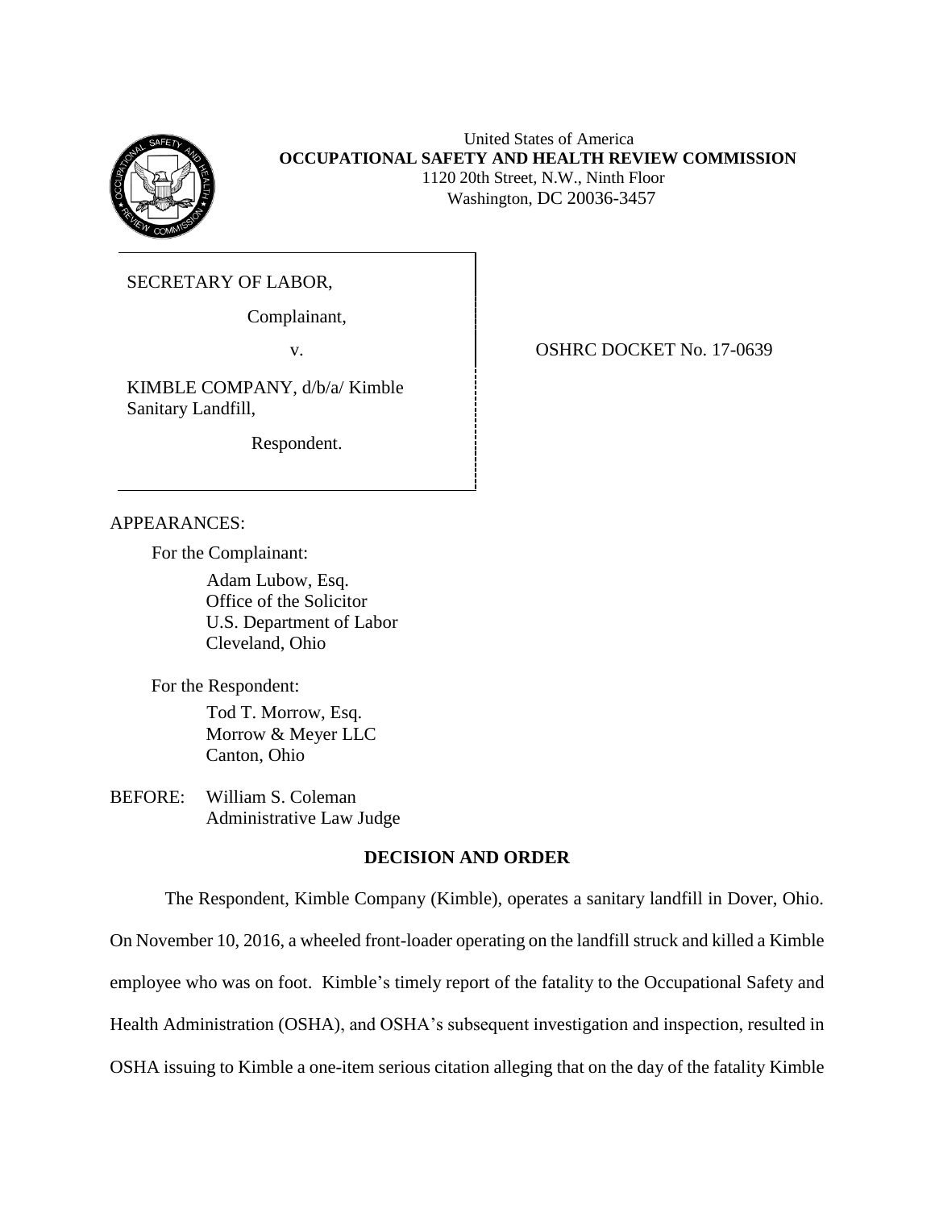United States of America
**OCCUPATIONAL SAFETY AND HEALTH REVIEW COMMISSION**
1120 20th Street, N.W., Ninth Floor
Washington, DC 20036-3457

SECRETARY OF LABOR,

Complainant,

v.

KIMBLE COMPANY, d/b/a/ Kimble Sanitary Landfill,

Respondent.

OSHRC DOCKET No. 17-0639

APPEARANCES:

For the Complainant:

Adam Lubow, Esq.
Office of the Solicitor
U.S. Department of Labor
Cleveland, Ohio

For the Respondent:

Tod T. Morrow, Esq.
Morrow & Meyer LLC
Canton, Ohio

BEFORE: William S. Coleman
Administrative Law Judge

## DECISION AND ORDER

The Respondent, Kimble Company (Kimble), operates a sanitary landfill in Dover, Ohio. On November 10, 2016, a wheeled front-loader operating on the landfill struck and killed a Kimble employee who was on foot. Kimble's timely report of the fatality to the Occupational Safety and Health Administration (OSHA), and OSHA's subsequent investigation and inspection, resulted in OSHA issuing to Kimble a one-item serious citation alleging that on the day of the fatality Kimble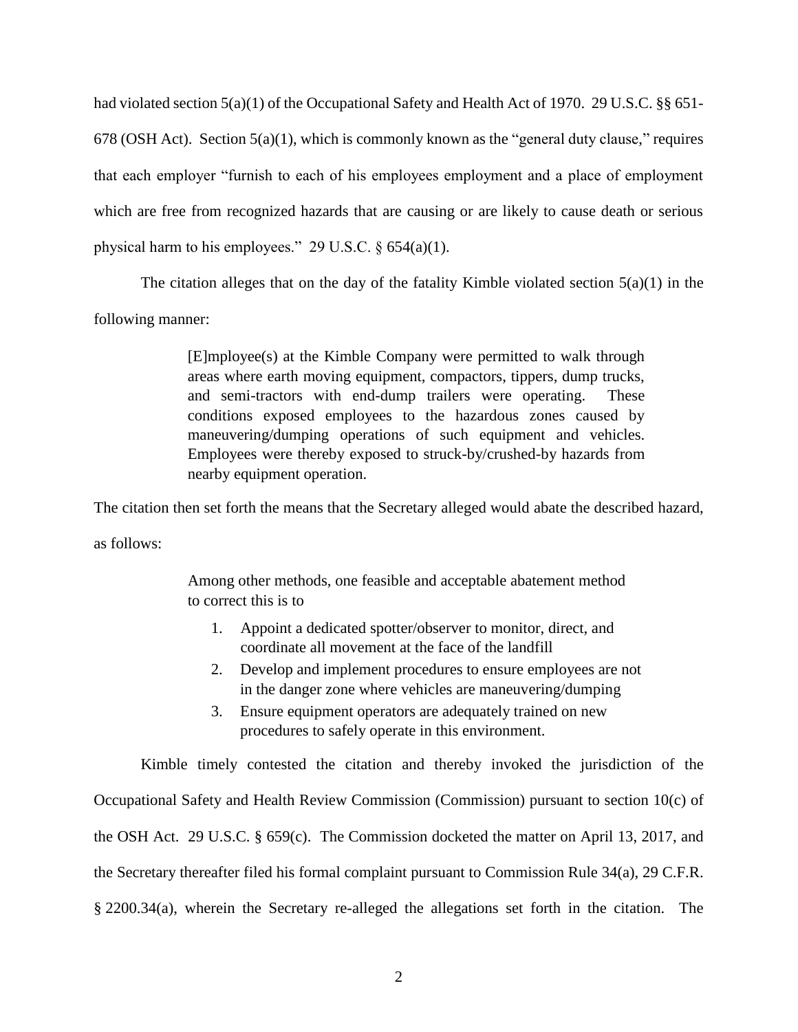had violated section 5(a)(1) of the Occupational Safety and Health Act of 1970. 29 U.S.C. §§ 651-678 (OSH Act). Section 5(a)(1), which is commonly known as the "general duty clause," requires that each employer "furnish to each of his employees employment and a place of employment which are free from recognized hazards that are causing or are likely to cause death or serious physical harm to his employees." 29 U.S.C. § 654(a)(1).

The citation alleges that on the day of the fatality Kimble violated section 5(a)(1) in the following manner:

> [E]mployee(s) at the Kimble Company were permitted to walk through areas where earth moving equipment, compactors, tippers, dump trucks, and semi-tractors with end-dump trailers were operating. These conditions exposed employees to the hazardous zones caused by maneuvering/dumping operations of such equipment and vehicles. Employees were thereby exposed to struck-by/crushed-by hazards from nearby equipment operation.

The citation then set forth the means that the Secretary alleged would abate the described hazard, as follows:

> Among other methods, one feasible and acceptable abatement method to correct this is to
>
> 1. Appoint a dedicated spotter/observer to monitor, direct, and coordinate all movement at the face of the landfill
> 2. Develop and implement procedures to ensure employees are not in the danger zone where vehicles are maneuvering/dumping
> 3. Ensure equipment operators are adequately trained on new procedures to safely operate in this environment.

Kimble timely contested the citation and thereby invoked the jurisdiction of the Occupational Safety and Health Review Commission (Commission) pursuant to section 10(c) of the OSH Act. 29 U.S.C. § 659(c). The Commission docketed the matter on April 13, 2017, and the Secretary thereafter filed his formal complaint pursuant to Commission Rule 34(a), 29 C.F.R. § 2200.34(a), wherein the Secretary re-alleged the allegations set forth in the citation. The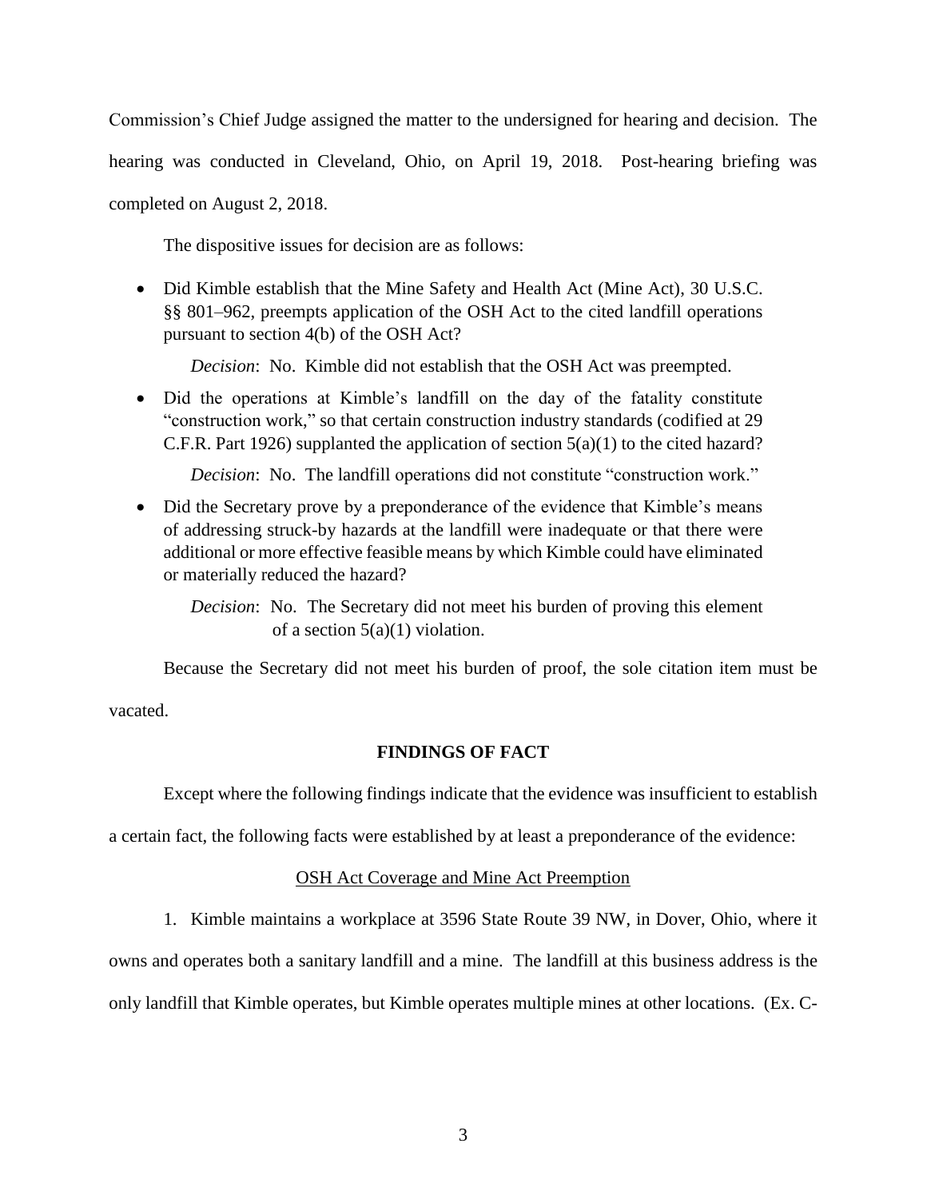Commission's Chief Judge assigned the matter to the undersigned for hearing and decision. The hearing was conducted in Cleveland, Ohio, on April 19, 2018. Post-hearing briefing was completed on August 2, 2018.

The dispositive issues for decision are as follows:

- Did Kimble establish that the Mine Safety and Health Act (Mine Act), 30 U.S.C. §§ 801–962, preempts application of the OSH Act to the cited landfill operations pursuant to section 4(b) of the OSH Act?

  *Decision*: No. Kimble did not establish that the OSH Act was preempted.

- Did the operations at Kimble's landfill on the day of the fatality constitute "construction work," so that certain construction industry standards (codified at 29 C.F.R. Part 1926) supplanted the application of section 5(a)(1) to the cited hazard?

  *Decision*: No. The landfill operations did not constitute "construction work."

- Did the Secretary prove by a preponderance of the evidence that Kimble's means of addressing struck-by hazards at the landfill were inadequate or that there were additional or more effective feasible means by which Kimble could have eliminated or materially reduced the hazard?

  *Decision*: No. The Secretary did not meet his burden of proving this element of a section 5(a)(1) violation.

Because the Secretary did not meet his burden of proof, the sole citation item must be vacated.

## FINDINGS OF FACT

Except where the following findings indicate that the evidence was insufficient to establish a certain fact, the following facts were established by at least a preponderance of the evidence:

### OSH Act Coverage and Mine Act Preemption

1. Kimble maintains a workplace at 3596 State Route 39 NW, in Dover, Ohio, where it owns and operates both a sanitary landfill and a mine. The landfill at this business address is the only landfill that Kimble operates, but Kimble operates multiple mines at other locations. (Ex. C-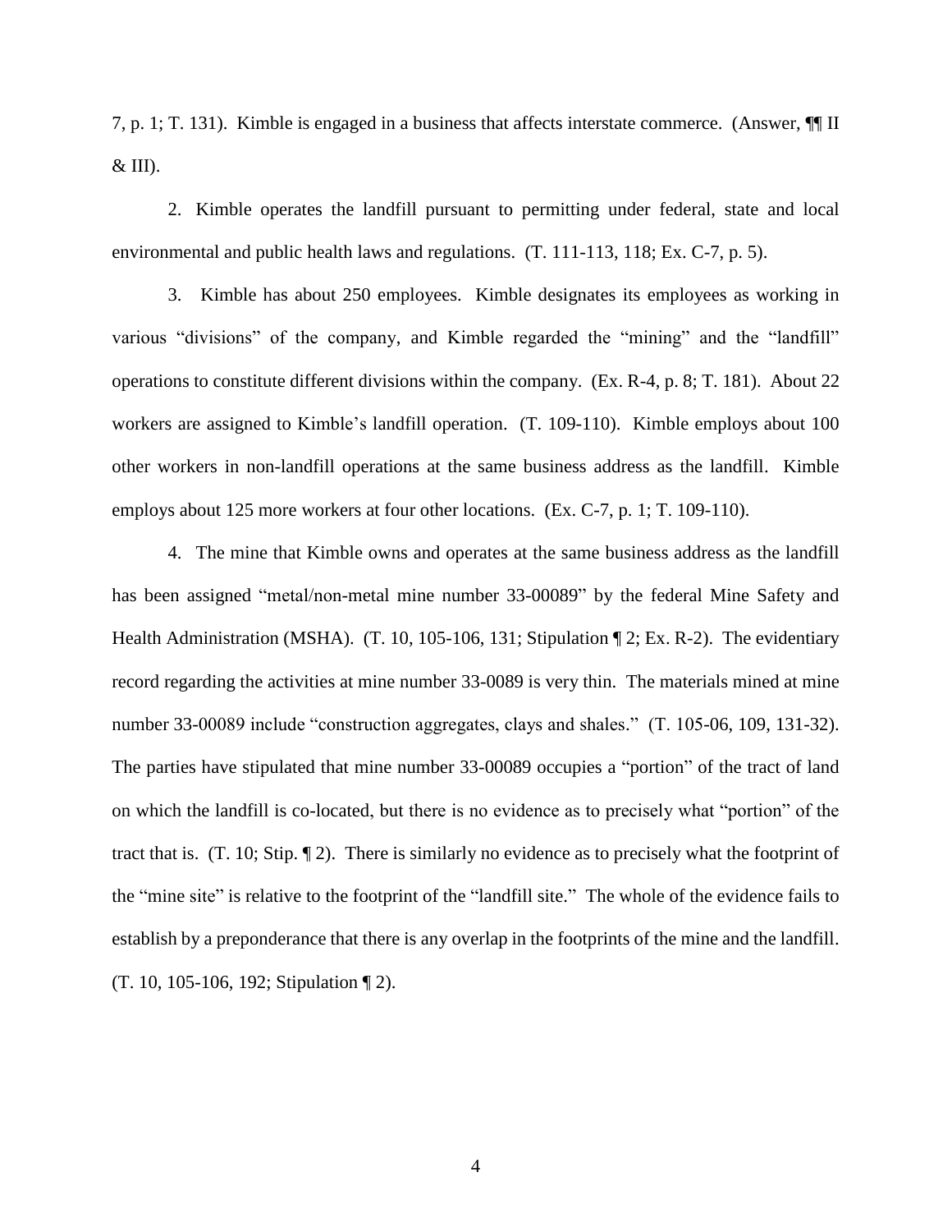7, p. 1; T. 131). Kimble is engaged in a business that affects interstate commerce. (Answer, ¶¶ II & III).

2. Kimble operates the landfill pursuant to permitting under federal, state and local environmental and public health laws and regulations. (T. 111-113, 118; Ex. C-7, p. 5).

3. Kimble has about 250 employees. Kimble designates its employees as working in various "divisions" of the company, and Kimble regarded the "mining" and the "landfill" operations to constitute different divisions within the company. (Ex. R-4, p. 8; T. 181). About 22 workers are assigned to Kimble's landfill operation. (T. 109-110). Kimble employs about 100 other workers in non-landfill operations at the same business address as the landfill. Kimble employs about 125 more workers at four other locations. (Ex. C-7, p. 1; T. 109-110).

4. The mine that Kimble owns and operates at the same business address as the landfill has been assigned "metal/non-metal mine number 33-00089" by the federal Mine Safety and Health Administration (MSHA). (T. 10, 105-106, 131; Stipulation ¶ 2; Ex. R-2). The evidentiary record regarding the activities at mine number 33-0089 is very thin. The materials mined at mine number 33-00089 include "construction aggregates, clays and shales." (T. 105-06, 109, 131-32). The parties have stipulated that mine number 33-00089 occupies a "portion" of the tract of land on which the landfill is co-located, but there is no evidence as to precisely what "portion" of the tract that is. (T. 10; Stip. ¶ 2). There is similarly no evidence as to precisely what the footprint of the "mine site" is relative to the footprint of the "landfill site." The whole of the evidence fails to establish by a preponderance that there is any overlap in the footprints of the mine and the landfill. (T. 10, 105-106, 192; Stipulation ¶ 2).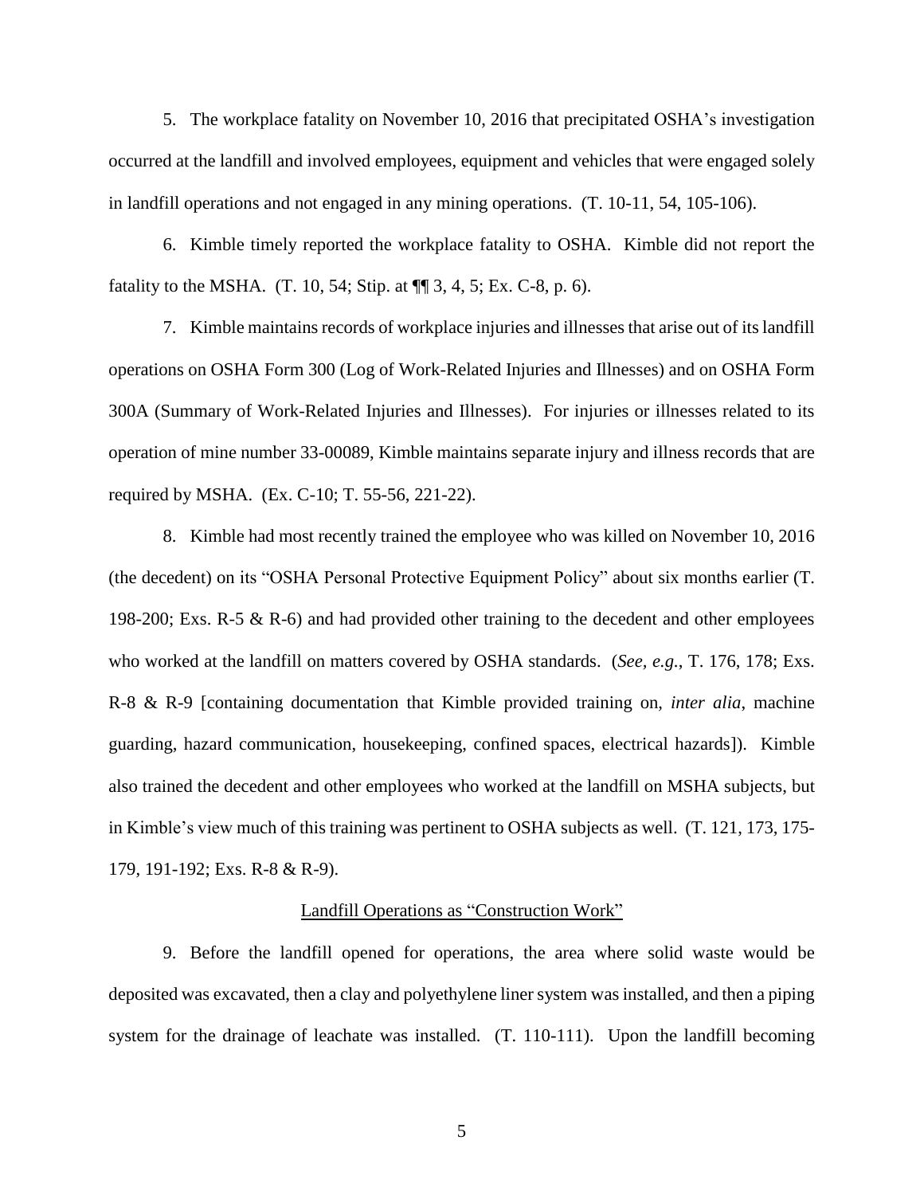5. The workplace fatality on November 10, 2016 that precipitated OSHA's investigation occurred at the landfill and involved employees, equipment and vehicles that were engaged solely in landfill operations and not engaged in any mining operations. (T. 10-11, 54, 105-106).

6. Kimble timely reported the workplace fatality to OSHA. Kimble did not report the fatality to the MSHA. (T. 10, 54; Stip. at ¶¶ 3, 4, 5; Ex. C-8, p. 6).

7. Kimble maintains records of workplace injuries and illnesses that arise out of its landfill operations on OSHA Form 300 (Log of Work-Related Injuries and Illnesses) and on OSHA Form 300A (Summary of Work-Related Injuries and Illnesses). For injuries or illnesses related to its operation of mine number 33-00089, Kimble maintains separate injury and illness records that are required by MSHA. (Ex. C-10; T. 55-56, 221-22).

8. Kimble had most recently trained the employee who was killed on November 10, 2016 (the decedent) on its "OSHA Personal Protective Equipment Policy" about six months earlier (T. 198-200; Exs. R-5 & R-6) and had provided other training to the decedent and other employees who worked at the landfill on matters covered by OSHA standards. (*See, e.g.*, T. 176, 178; Exs. R-8 & R-9 [containing documentation that Kimble provided training on, *inter alia*, machine guarding, hazard communication, housekeeping, confined spaces, electrical hazards]). Kimble also trained the decedent and other employees who worked at the landfill on MSHA subjects, but in Kimble's view much of this training was pertinent to OSHA subjects as well. (T. 121, 173, 175-179, 191-192; Exs. R-8 & R-9).

<u>Landfill Operations as "Construction Work"</u>

9. Before the landfill opened for operations, the area where solid waste would be deposited was excavated, then a clay and polyethylene liner system was installed, and then a piping system for the drainage of leachate was installed. (T. 110-111). Upon the landfill becoming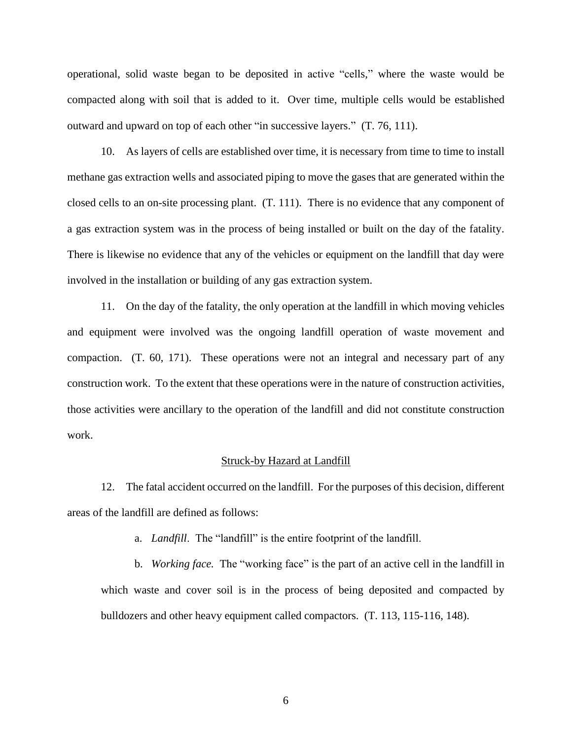operational, solid waste began to be deposited in active "cells," where the waste would be compacted along with soil that is added to it. Over time, multiple cells would be established outward and upward on top of each other "in successive layers." (T. 76, 111).

10. As layers of cells are established over time, it is necessary from time to time to install methane gas extraction wells and associated piping to move the gases that are generated within the closed cells to an on-site processing plant. (T. 111). There is no evidence that any component of a gas extraction system was in the process of being installed or built on the day of the fatality. There is likewise no evidence that any of the vehicles or equipment on the landfill that day were involved in the installation or building of any gas extraction system.

11. On the day of the fatality, the only operation at the landfill in which moving vehicles and equipment were involved was the ongoing landfill operation of waste movement and compaction. (T. 60, 171). These operations were not an integral and necessary part of any construction work. To the extent that these operations were in the nature of construction activities, those activities were ancillary to the operation of the landfill and did not constitute construction work.

<u>Struck-by Hazard at Landfill</u>

12. The fatal accident occurred on the landfill. For the purposes of this decision, different areas of the landfill are defined as follows:

a. *Landfill*. The "landfill" is the entire footprint of the landfill.

b. *Working face.* The "working face" is the part of an active cell in the landfill in which waste and cover soil is in the process of being deposited and compacted by bulldozers and other heavy equipment called compactors. (T. 113, 115-116, 148).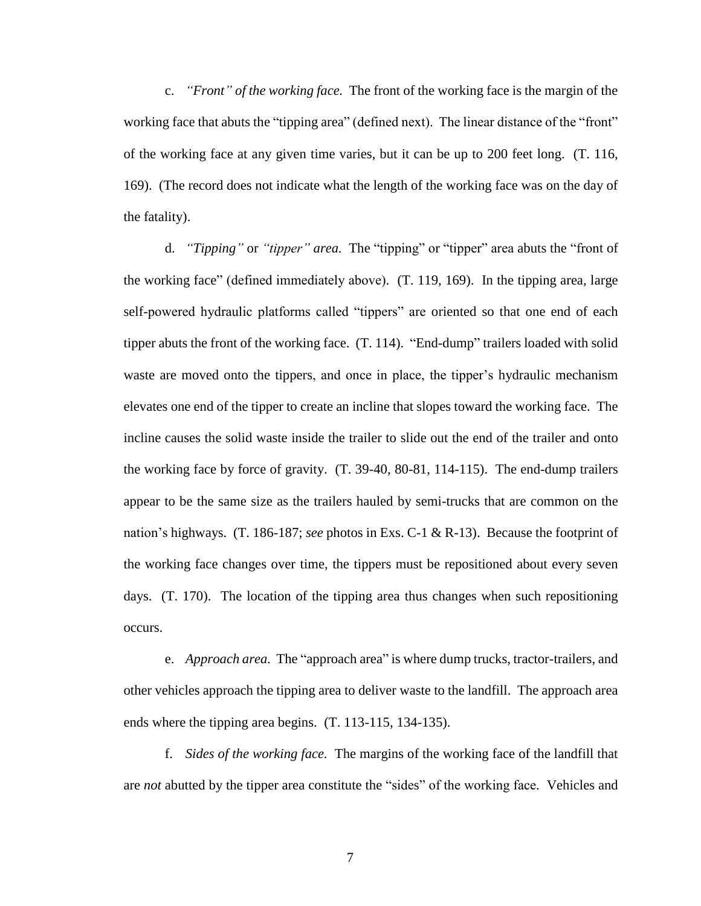c. *"Front" of the working face.* The front of the working face is the margin of the working face that abuts the "tipping area" (defined next). The linear distance of the "front" of the working face at any given time varies, but it can be up to 200 feet long. (T. 116, 169). (The record does not indicate what the length of the working face was on the day of the fatality).

d. *"Tipping"* or *"tipper" area.* The "tipping" or "tipper" area abuts the "front of the working face" (defined immediately above). (T. 119, 169). In the tipping area, large self-powered hydraulic platforms called "tippers" are oriented so that one end of each tipper abuts the front of the working face. (T. 114). "End-dump" trailers loaded with solid waste are moved onto the tippers, and once in place, the tipper's hydraulic mechanism elevates one end of the tipper to create an incline that slopes toward the working face. The incline causes the solid waste inside the trailer to slide out the end of the trailer and onto the working face by force of gravity. (T. 39-40, 80-81, 114-115). The end-dump trailers appear to be the same size as the trailers hauled by semi-trucks that are common on the nation's highways. (T. 186-187; *see* photos in Exs. C-1 & R-13). Because the footprint of the working face changes over time, the tippers must be repositioned about every seven days. (T. 170). The location of the tipping area thus changes when such repositioning occurs.

e. *Approach area.* The "approach area" is where dump trucks, tractor-trailers, and other vehicles approach the tipping area to deliver waste to the landfill. The approach area ends where the tipping area begins. (T. 113-115, 134-135).

f. *Sides of the working face.* The margins of the working face of the landfill that are *not* abutted by the tipper area constitute the "sides" of the working face. Vehicles and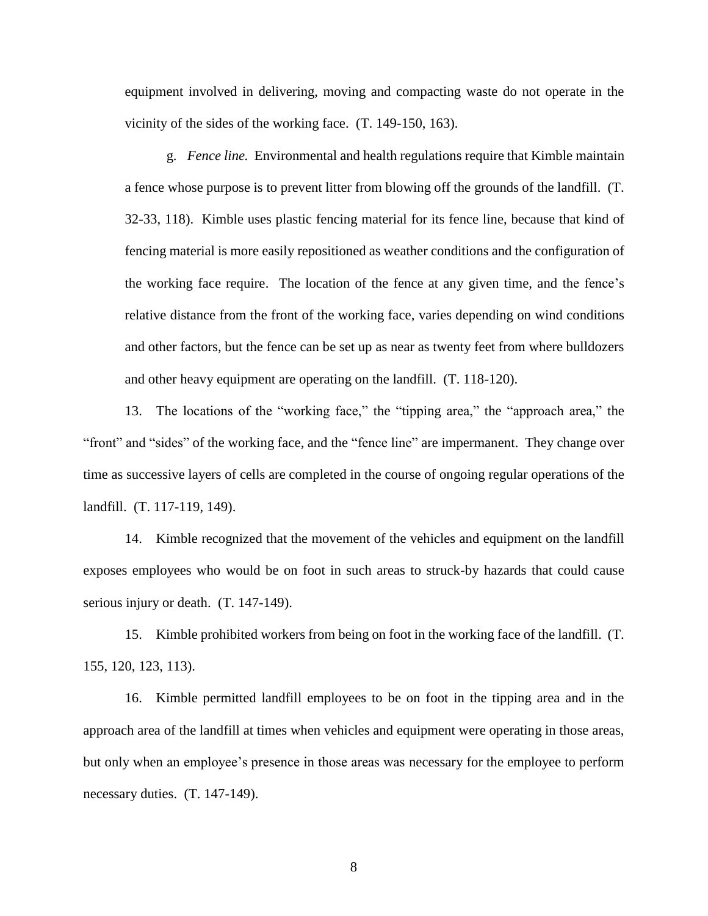equipment involved in delivering, moving and compacting waste do not operate in the vicinity of the sides of the working face. (T. 149-150, 163).

g. *Fence line.* Environmental and health regulations require that Kimble maintain a fence whose purpose is to prevent litter from blowing off the grounds of the landfill. (T. 32-33, 118). Kimble uses plastic fencing material for its fence line, because that kind of fencing material is more easily repositioned as weather conditions and the configuration of the working face require. The location of the fence at any given time, and the fence's relative distance from the front of the working face, varies depending on wind conditions and other factors, but the fence can be set up as near as twenty feet from where bulldozers and other heavy equipment are operating on the landfill. (T. 118-120).

13. The locations of the "working face," the "tipping area," the "approach area," the "front" and "sides" of the working face, and the "fence line" are impermanent. They change over time as successive layers of cells are completed in the course of ongoing regular operations of the landfill. (T. 117-119, 149).

14. Kimble recognized that the movement of the vehicles and equipment on the landfill exposes employees who would be on foot in such areas to struck-by hazards that could cause serious injury or death. (T. 147-149).

15. Kimble prohibited workers from being on foot in the working face of the landfill. (T. 155, 120, 123, 113).

16. Kimble permitted landfill employees to be on foot in the tipping area and in the approach area of the landfill at times when vehicles and equipment were operating in those areas, but only when an employee's presence in those areas was necessary for the employee to perform necessary duties. (T. 147-149).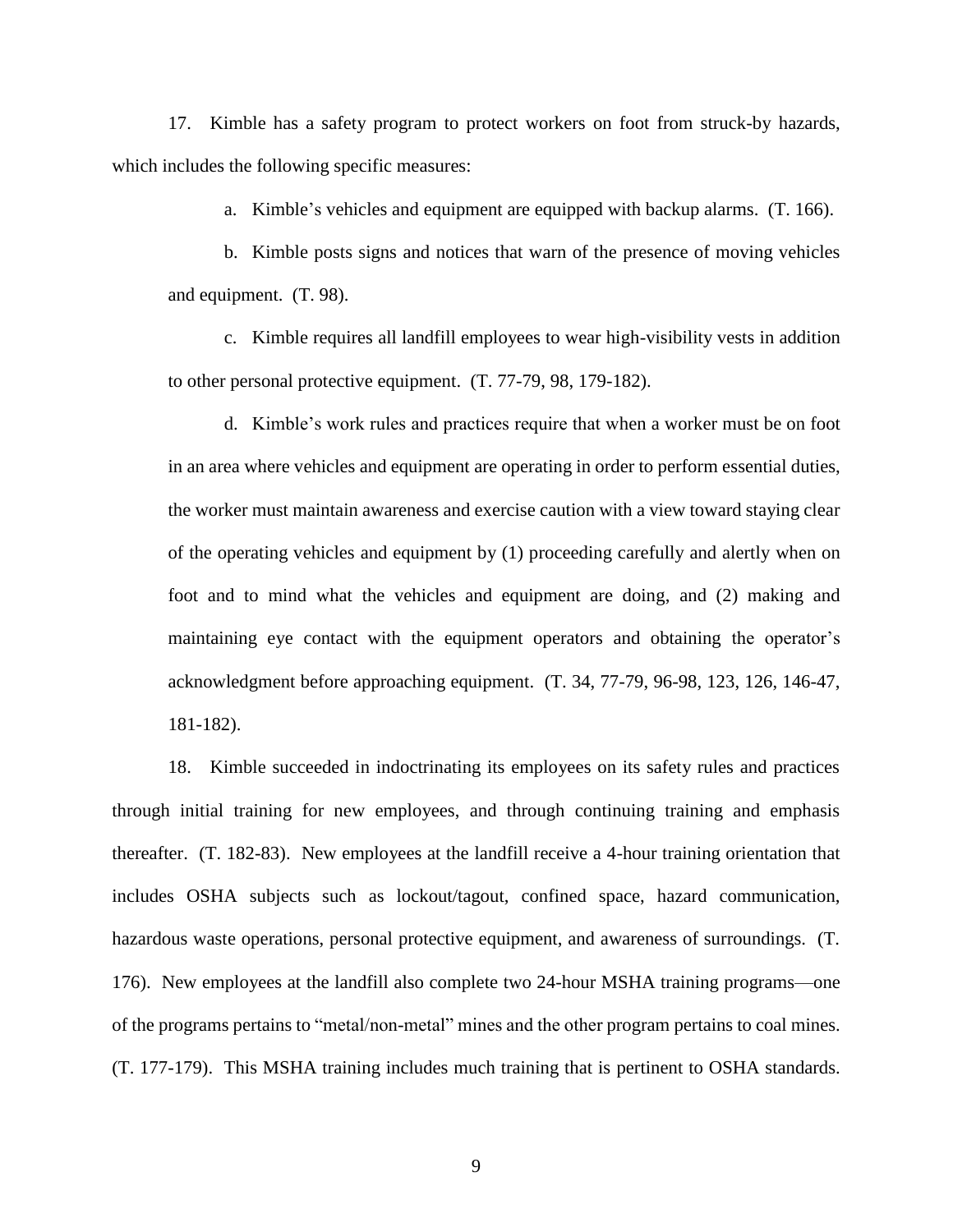17. Kimble has a safety program to protect workers on foot from struck-by hazards, which includes the following specific measures:

a. Kimble's vehicles and equipment are equipped with backup alarms. (T. 166).

b. Kimble posts signs and notices that warn of the presence of moving vehicles and equipment. (T. 98).

c. Kimble requires all landfill employees to wear high-visibility vests in addition to other personal protective equipment. (T. 77-79, 98, 179-182).

d. Kimble's work rules and practices require that when a worker must be on foot in an area where vehicles and equipment are operating in order to perform essential duties, the worker must maintain awareness and exercise caution with a view toward staying clear of the operating vehicles and equipment by (1) proceeding carefully and alertly when on foot and to mind what the vehicles and equipment are doing, and (2) making and maintaining eye contact with the equipment operators and obtaining the operator's acknowledgment before approaching equipment. (T. 34, 77-79, 96-98, 123, 126, 146-47, 181-182).

18. Kimble succeeded in indoctrinating its employees on its safety rules and practices through initial training for new employees, and through continuing training and emphasis thereafter. (T. 182-83). New employees at the landfill receive a 4-hour training orientation that includes OSHA subjects such as lockout/tagout, confined space, hazard communication, hazardous waste operations, personal protective equipment, and awareness of surroundings. (T. 176). New employees at the landfill also complete two 24-hour MSHA training programs—one of the programs pertains to "metal/non-metal" mines and the other program pertains to coal mines. (T. 177-179). This MSHA training includes much training that is pertinent to OSHA standards.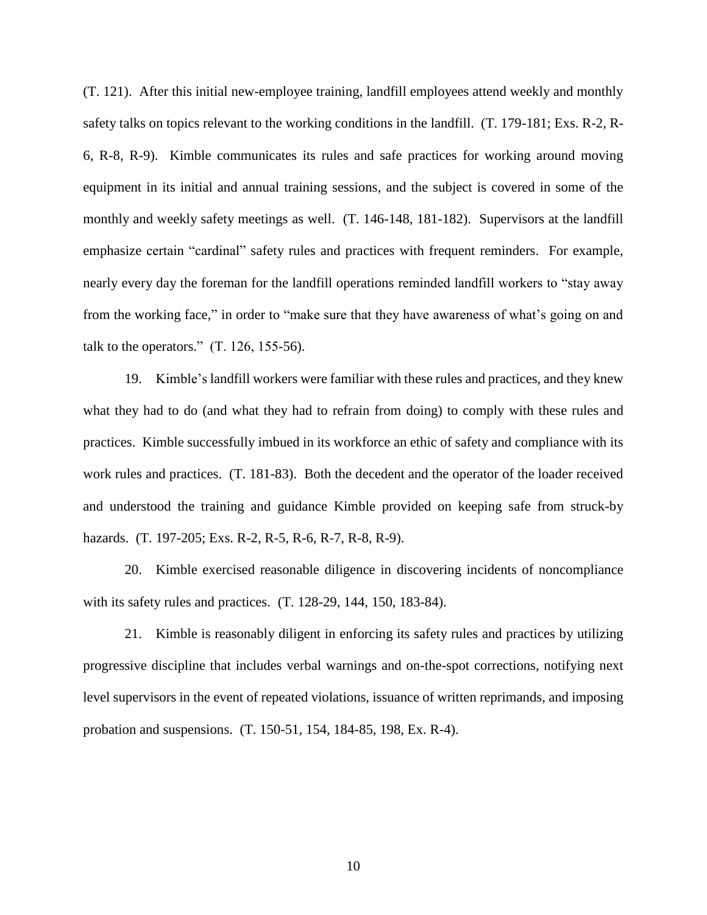(T. 121). After this initial new-employee training, landfill employees attend weekly and monthly safety talks on topics relevant to the working conditions in the landfill. (T. 179-181; Exs. R-2, R-6, R-8, R-9). Kimble communicates its rules and safe practices for working around moving equipment in its initial and annual training sessions, and the subject is covered in some of the monthly and weekly safety meetings as well. (T. 146-148, 181-182). Supervisors at the landfill emphasize certain "cardinal" safety rules and practices with frequent reminders. For example, nearly every day the foreman for the landfill operations reminded landfill workers to "stay away from the working face," in order to "make sure that they have awareness of what's going on and talk to the operators." (T. 126, 155-56).

19. Kimble's landfill workers were familiar with these rules and practices, and they knew what they had to do (and what they had to refrain from doing) to comply with these rules and practices. Kimble successfully imbued in its workforce an ethic of safety and compliance with its work rules and practices. (T. 181-83). Both the decedent and the operator of the loader received and understood the training and guidance Kimble provided on keeping safe from struck-by hazards. (T. 197-205; Exs. R-2, R-5, R-6, R-7, R-8, R-9).

20. Kimble exercised reasonable diligence in discovering incidents of noncompliance with its safety rules and practices. (T. 128-29, 144, 150, 183-84).

21. Kimble is reasonably diligent in enforcing its safety rules and practices by utilizing progressive discipline that includes verbal warnings and on-the-spot corrections, notifying next level supervisors in the event of repeated violations, issuance of written reprimands, and imposing probation and suspensions. (T. 150-51, 154, 184-85, 198, Ex. R-4).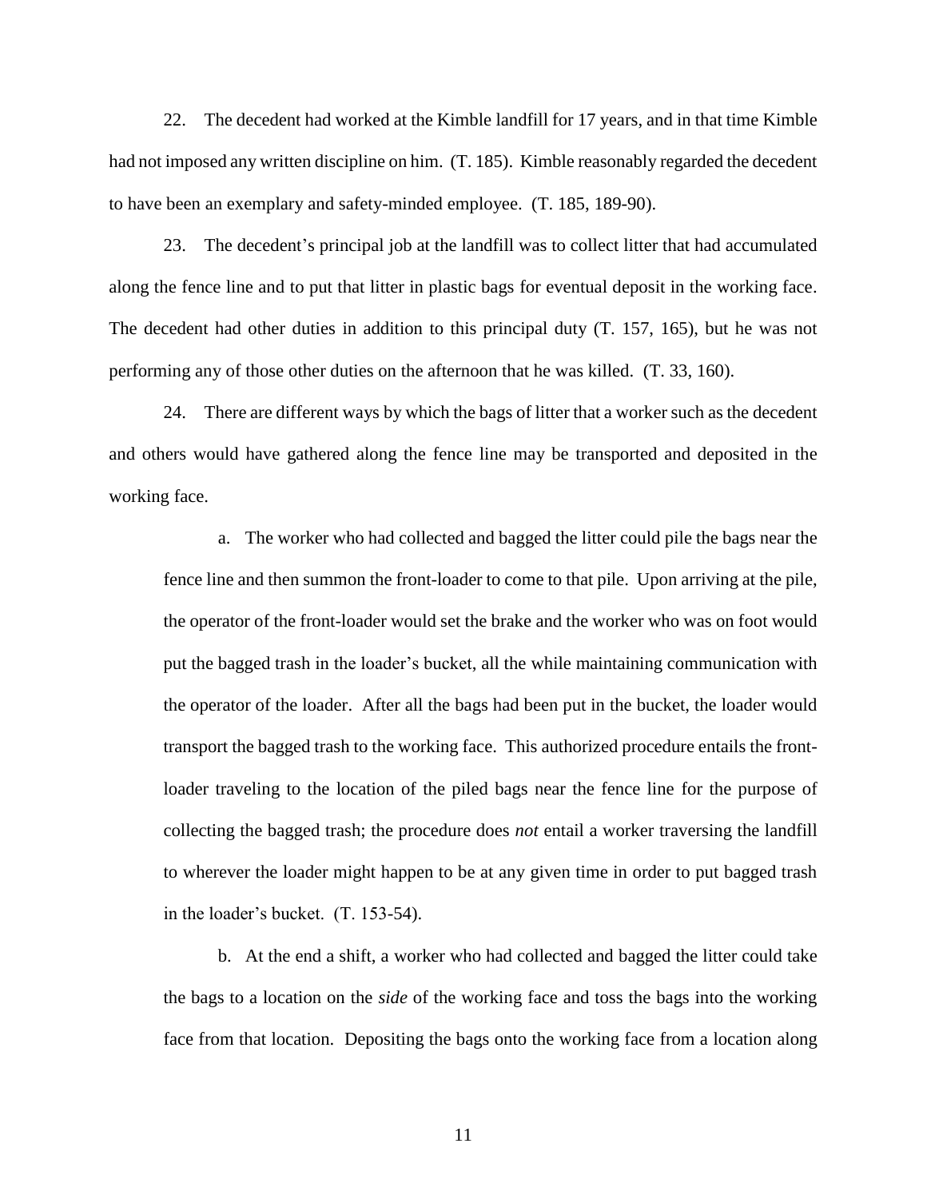22. The decedent had worked at the Kimble landfill for 17 years, and in that time Kimble had not imposed any written discipline on him. (T. 185). Kimble reasonably regarded the decedent to have been an exemplary and safety-minded employee. (T. 185, 189-90).

23. The decedent's principal job at the landfill was to collect litter that had accumulated along the fence line and to put that litter in plastic bags for eventual deposit in the working face. The decedent had other duties in addition to this principal duty (T. 157, 165), but he was not performing any of those other duties on the afternoon that he was killed. (T. 33, 160).

24. There are different ways by which the bags of litter that a worker such as the decedent and others would have gathered along the fence line may be transported and deposited in the working face.

> a. The worker who had collected and bagged the litter could pile the bags near the fence line and then summon the front-loader to come to that pile. Upon arriving at the pile, the operator of the front-loader would set the brake and the worker who was on foot would put the bagged trash in the loader's bucket, all the while maintaining communication with the operator of the loader. After all the bags had been put in the bucket, the loader would transport the bagged trash to the working face. This authorized procedure entails the front-loader traveling to the location of the piled bags near the fence line for the purpose of collecting the bagged trash; the procedure does *not* entail a worker traversing the landfill to wherever the loader might happen to be at any given time in order to put bagged trash in the loader's bucket. (T. 153-54).
>
> b. At the end a shift, a worker who had collected and bagged the litter could take the bags to a location on the *side* of the working face and toss the bags into the working face from that location. Depositing the bags onto the working face from a location along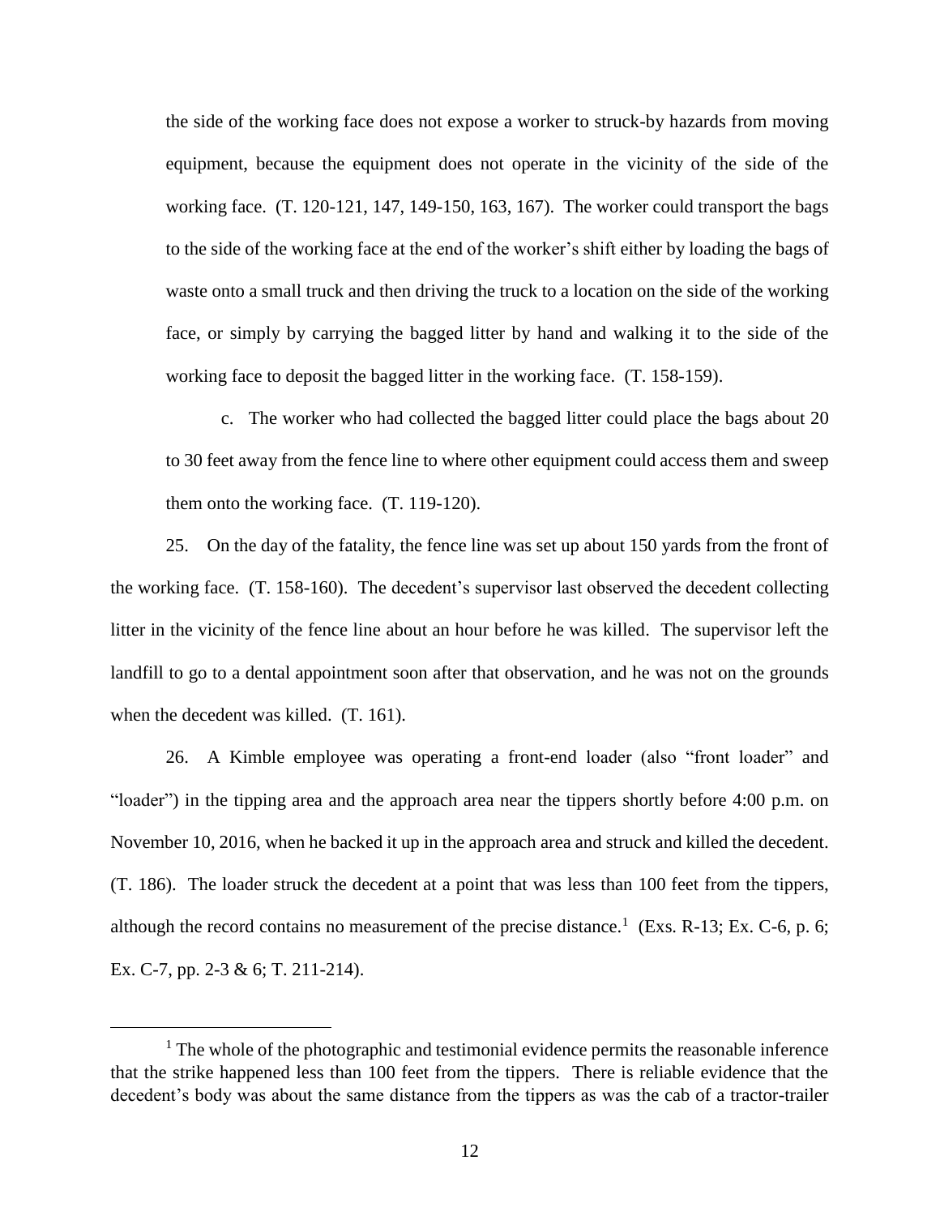the side of the working face does not expose a worker to struck-by hazards from moving equipment, because the equipment does not operate in the vicinity of the side of the working face. (T. 120-121, 147, 149-150, 163, 167). The worker could transport the bags to the side of the working face at the end of the worker's shift either by loading the bags of waste onto a small truck and then driving the truck to a location on the side of the working face, or simply by carrying the bagged litter by hand and walking it to the side of the working face to deposit the bagged litter in the working face. (T. 158-159).

c. The worker who had collected the bagged litter could place the bags about 20 to 30 feet away from the fence line to where other equipment could access them and sweep them onto the working face. (T. 119-120).

25. On the day of the fatality, the fence line was set up about 150 yards from the front of the working face. (T. 158-160). The decedent's supervisor last observed the decedent collecting litter in the vicinity of the fence line about an hour before he was killed. The supervisor left the landfill to go to a dental appointment soon after that observation, and he was not on the grounds when the decedent was killed. (T. 161).

26. A Kimble employee was operating a front-end loader (also "front loader" and "loader") in the tipping area and the approach area near the tippers shortly before 4:00 p.m. on November 10, 2016, when he backed it up in the approach area and struck and killed the decedent. (T. 186). The loader struck the decedent at a point that was less than 100 feet from the tippers, although the record contains no measurement of the precise distance.[1] (Exs. R-13; Ex. C-6, p. 6; Ex. C-7, pp. 2-3 & 6; T. 211-214).

[1] The whole of the photographic and testimonial evidence permits the reasonable inference that the strike happened less than 100 feet from the tippers. There is reliable evidence that the decedent's body was about the same distance from the tippers as was the cab of a tractor-trailer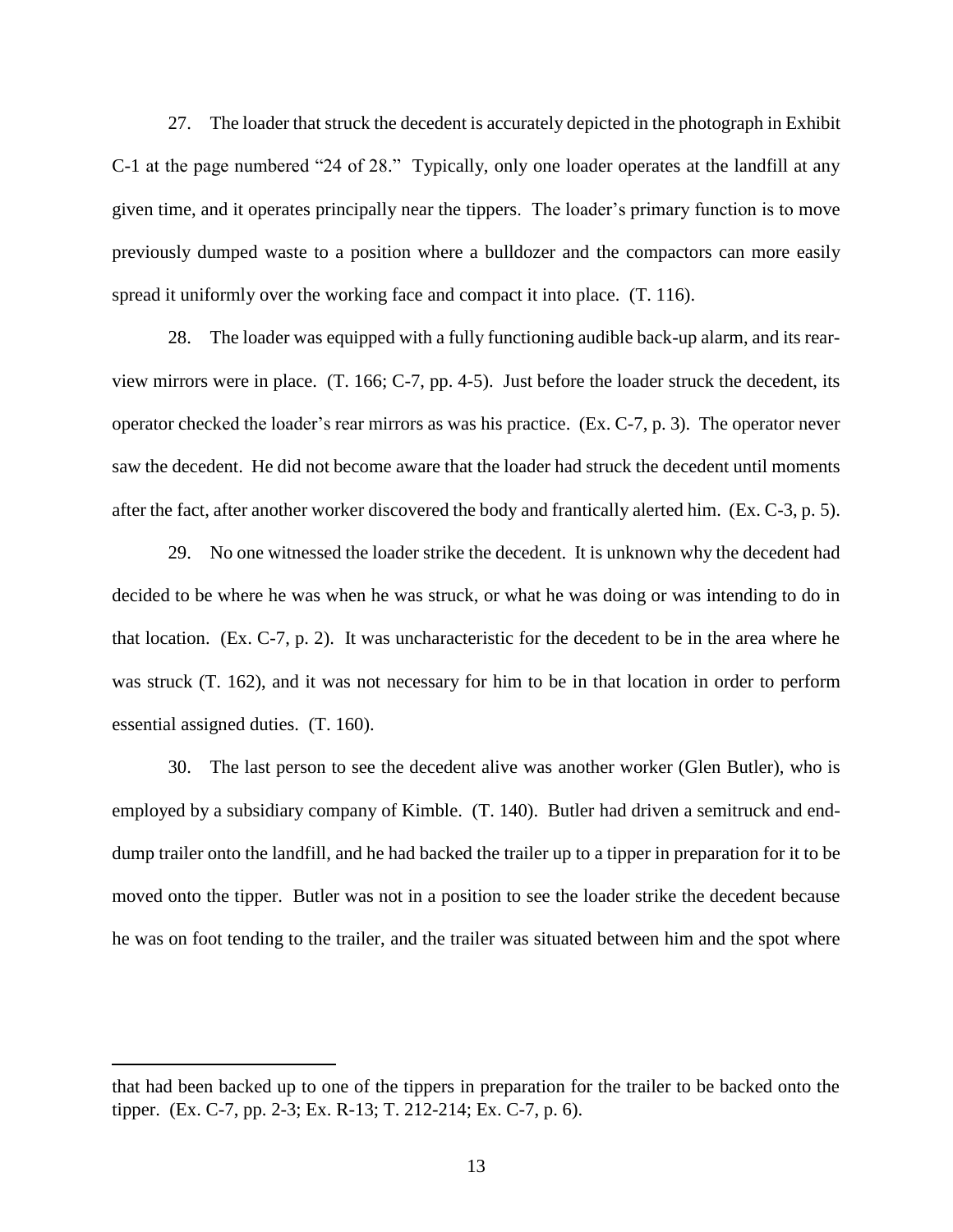27. The loader that struck the decedent is accurately depicted in the photograph in Exhibit C-1 at the page numbered "24 of 28." Typically, only one loader operates at the landfill at any given time, and it operates principally near the tippers. The loader's primary function is to move previously dumped waste to a position where a bulldozer and the compactors can more easily spread it uniformly over the working face and compact it into place. (T. 116).

28. The loader was equipped with a fully functioning audible back-up alarm, and its rear-view mirrors were in place. (T. 166; C-7, pp. 4-5). Just before the loader struck the decedent, its operator checked the loader's rear mirrors as was his practice. (Ex. C-7, p. 3). The operator never saw the decedent. He did not become aware that the loader had struck the decedent until moments after the fact, after another worker discovered the body and frantically alerted him. (Ex. C-3, p. 5).

29. No one witnessed the loader strike the decedent. It is unknown why the decedent had decided to be where he was when he was struck, or what he was doing or was intending to do in that location. (Ex. C-7, p. 2). It was uncharacteristic for the decedent to be in the area where he was struck (T. 162), and it was not necessary for him to be in that location in order to perform essential assigned duties. (T. 160).

30. The last person to see the decedent alive was another worker (Glen Butler), who is employed by a subsidiary company of Kimble. (T. 140). Butler had driven a semitruck and end-dump trailer onto the landfill, and he had backed the trailer up to a tipper in preparation for it to be moved onto the tipper. Butler was not in a position to see the loader strike the decedent because he was on foot tending to the trailer, and the trailer was situated between him and the spot where

---

that had been backed up to one of the tippers in preparation for the trailer to be backed onto the tipper. (Ex. C-7, pp. 2-3; Ex. R-13; T. 212-214; Ex. C-7, p. 6).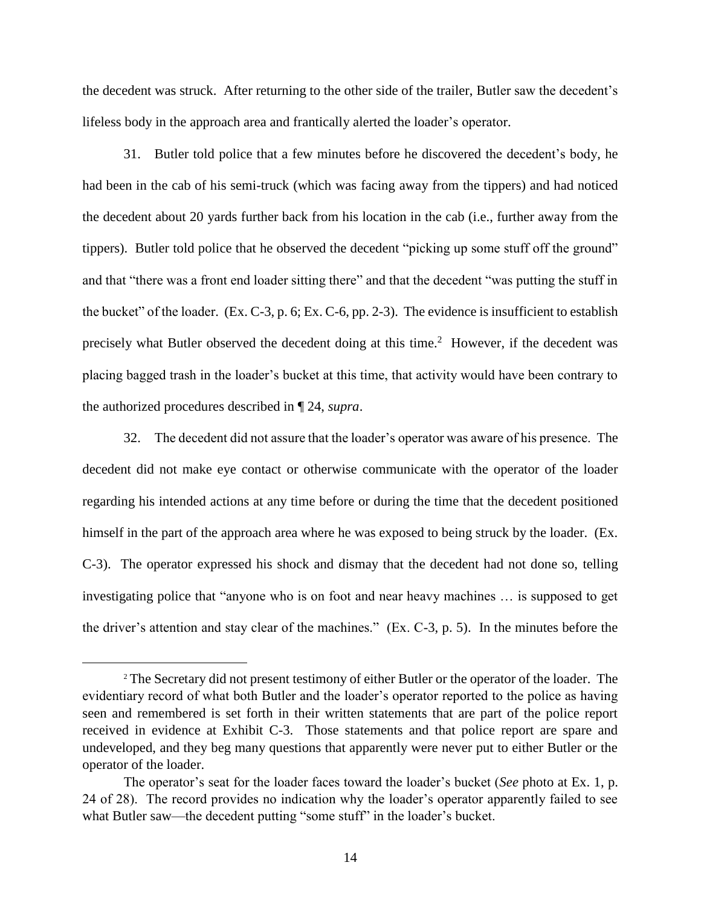the decedent was struck. After returning to the other side of the trailer, Butler saw the decedent's lifeless body in the approach area and frantically alerted the loader's operator.

31. Butler told police that a few minutes before he discovered the decedent's body, he had been in the cab of his semi-truck (which was facing away from the tippers) and had noticed the decedent about 20 yards further back from his location in the cab (i.e., further away from the tippers). Butler told police that he observed the decedent "picking up some stuff off the ground" and that "there was a front end loader sitting there" and that the decedent "was putting the stuff in the bucket" of the loader. (Ex. C-3, p. 6; Ex. C-6, pp. 2-3). The evidence is insufficient to establish precisely what Butler observed the decedent doing at this time.[2] However, if the decedent was placing bagged trash in the loader's bucket at this time, that activity would have been contrary to the authorized procedures described in ¶ 24, *supra*.

32. The decedent did not assure that the loader's operator was aware of his presence. The decedent did not make eye contact or otherwise communicate with the operator of the loader regarding his intended actions at any time before or during the time that the decedent positioned himself in the part of the approach area where he was exposed to being struck by the loader. (Ex. C-3). The operator expressed his shock and dismay that the decedent had not done so, telling investigating police that "anyone who is on foot and near heavy machines … is supposed to get the driver's attention and stay clear of the machines." (Ex. C-3, p. 5). In the minutes before the

---

[2] The Secretary did not present testimony of either Butler or the operator of the loader. The evidentiary record of what both Butler and the loader's operator reported to the police as having seen and remembered is set forth in their written statements that are part of the police report received in evidence at Exhibit C-3. Those statements and that police report are spare and undeveloped, and they beg many questions that apparently were never put to either Butler or the operator of the loader.

The operator's seat for the loader faces toward the loader's bucket (*See* photo at Ex. 1, p. 24 of 28). The record provides no indication why the loader's operator apparently failed to see what Butler saw—the decedent putting "some stuff" in the loader's bucket.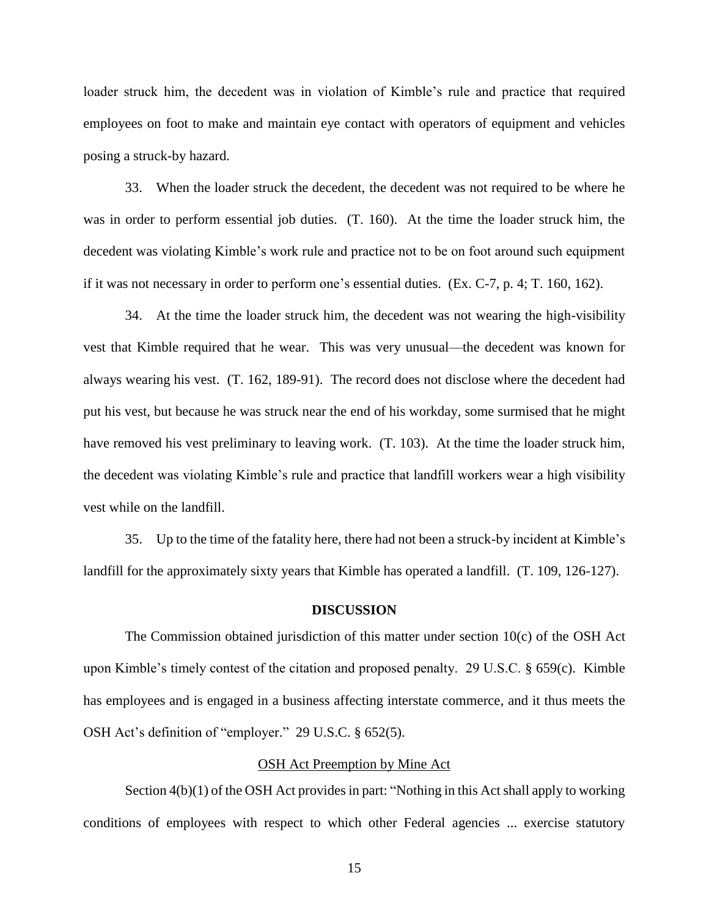loader struck him, the decedent was in violation of Kimble's rule and practice that required employees on foot to make and maintain eye contact with operators of equipment and vehicles posing a struck-by hazard.

33. When the loader struck the decedent, the decedent was not required to be where he was in order to perform essential job duties. (T. 160). At the time the loader struck him, the decedent was violating Kimble's work rule and practice not to be on foot around such equipment if it was not necessary in order to perform one's essential duties. (Ex. C-7, p. 4; T. 160, 162).

34. At the time the loader struck him, the decedent was not wearing the high-visibility vest that Kimble required that he wear. This was very unusual—the decedent was known for always wearing his vest. (T. 162, 189-91). The record does not disclose where the decedent had put his vest, but because he was struck near the end of his workday, some surmised that he might have removed his vest preliminary to leaving work. (T. 103). At the time the loader struck him, the decedent was violating Kimble's rule and practice that landfill workers wear a high visibility vest while on the landfill.

35. Up to the time of the fatality here, there had not been a struck-by incident at Kimble's landfill for the approximately sixty years that Kimble has operated a landfill. (T. 109, 126-127).

## DISCUSSION

The Commission obtained jurisdiction of this matter under section 10(c) of the OSH Act upon Kimble's timely contest of the citation and proposed penalty. 29 U.S.C. § 659(c). Kimble has employees and is engaged in a business affecting interstate commerce, and it thus meets the OSH Act's definition of "employer." 29 U.S.C. § 652(5).

### OSH Act Preemption by Mine Act

Section 4(b)(1) of the OSH Act provides in part: "Nothing in this Act shall apply to working conditions of employees with respect to which other Federal agencies ... exercise statutory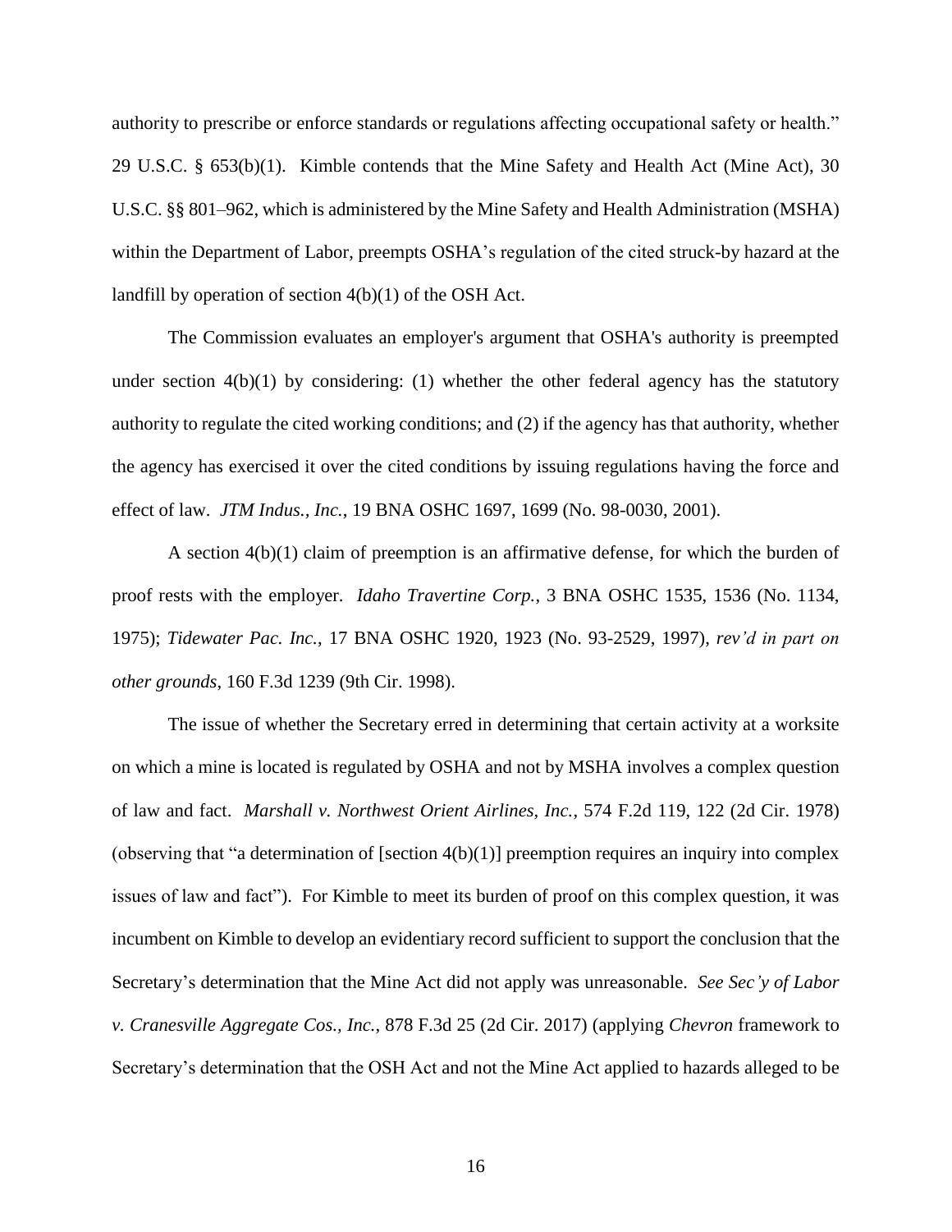authority to prescribe or enforce standards or regulations affecting occupational safety or health." 29 U.S.C. § 653(b)(1). Kimble contends that the Mine Safety and Health Act (Mine Act), 30 U.S.C. §§ 801–962, which is administered by the Mine Safety and Health Administration (MSHA) within the Department of Labor, preempts OSHA's regulation of the cited struck-by hazard at the landfill by operation of section 4(b)(1) of the OSH Act.

The Commission evaluates an employer's argument that OSHA's authority is preempted under section 4(b)(1) by considering: (1) whether the other federal agency has the statutory authority to regulate the cited working conditions; and (2) if the agency has that authority, whether the agency has exercised it over the cited conditions by issuing regulations having the force and effect of law. *JTM Indus., Inc.*, 19 BNA OSHC 1697, 1699 (No. 98-0030, 2001).

A section 4(b)(1) claim of preemption is an affirmative defense, for which the burden of proof rests with the employer. *Idaho Travertine Corp.*, 3 BNA OSHC 1535, 1536 (No. 1134, 1975); *Tidewater Pac. Inc.*, 17 BNA OSHC 1920, 1923 (No. 93-2529, 1997), *rev'd in part on other grounds*, 160 F.3d 1239 (9th Cir. 1998).

The issue of whether the Secretary erred in determining that certain activity at a worksite on which a mine is located is regulated by OSHA and not by MSHA involves a complex question of law and fact. *Marshall v. Northwest Orient Airlines, Inc.*, 574 F.2d 119, 122 (2d Cir. 1978) (observing that "a determination of [section 4(b)(1)] preemption requires an inquiry into complex issues of law and fact"). For Kimble to meet its burden of proof on this complex question, it was incumbent on Kimble to develop an evidentiary record sufficient to support the conclusion that the Secretary's determination that the Mine Act did not apply was unreasonable. *See Sec'y of Labor v. Cranesville Aggregate Cos., Inc.*, 878 F.3d 25 (2d Cir. 2017) (applying *Chevron* framework to Secretary's determination that the OSH Act and not the Mine Act applied to hazards alleged to be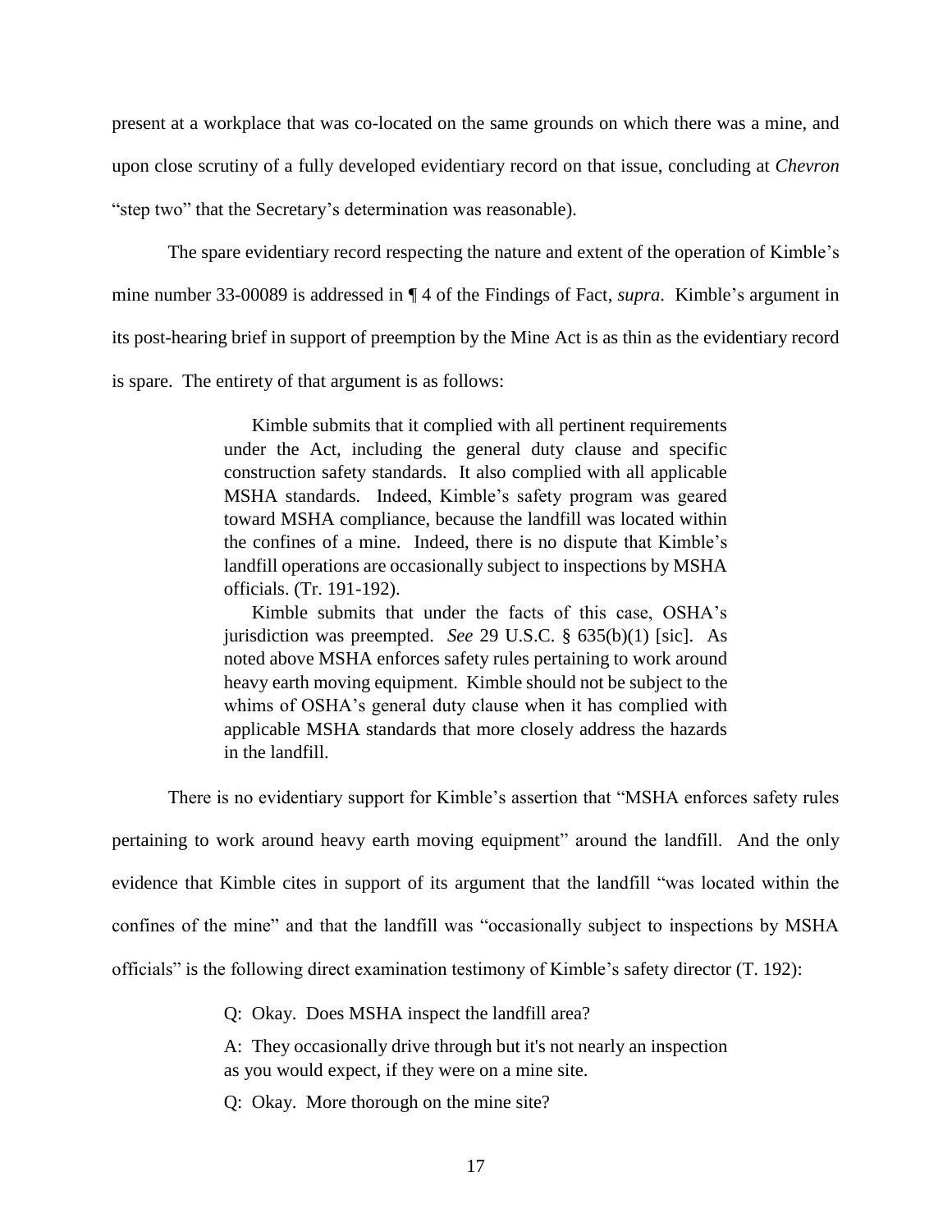present at a workplace that was co-located on the same grounds on which there was a mine, and upon close scrutiny of a fully developed evidentiary record on that issue, concluding at *Chevron* "step two" that the Secretary's determination was reasonable).

The spare evidentiary record respecting the nature and extent of the operation of Kimble's mine number 33-00089 is addressed in ¶ 4 of the Findings of Fact, *supra*. Kimble's argument in its post-hearing brief in support of preemption by the Mine Act is as thin as the evidentiary record is spare. The entirety of that argument is as follows:

> Kimble submits that it complied with all pertinent requirements under the Act, including the general duty clause and specific construction safety standards. It also complied with all applicable MSHA standards. Indeed, Kimble's safety program was geared toward MSHA compliance, because the landfill was located within the confines of a mine. Indeed, there is no dispute that Kimble's landfill operations are occasionally subject to inspections by MSHA officials. (Tr. 191-192).
>
> Kimble submits that under the facts of this case, OSHA's jurisdiction was preempted. *See* 29 U.S.C. § 635(b)(1) [sic]. As noted above MSHA enforces safety rules pertaining to work around heavy earth moving equipment. Kimble should not be subject to the whims of OSHA's general duty clause when it has complied with applicable MSHA standards that more closely address the hazards in the landfill.

There is no evidentiary support for Kimble's assertion that "MSHA enforces safety rules pertaining to work around heavy earth moving equipment" around the landfill. And the only evidence that Kimble cites in support of its argument that the landfill "was located within the confines of the mine" and that the landfill was "occasionally subject to inspections by MSHA officials" is the following direct examination testimony of Kimble's safety director (T. 192):

> Q: Okay. Does MSHA inspect the landfill area?
>
> A: They occasionally drive through but it's not nearly an inspection as you would expect, if they were on a mine site.
>
> Q: Okay. More thorough on the mine site?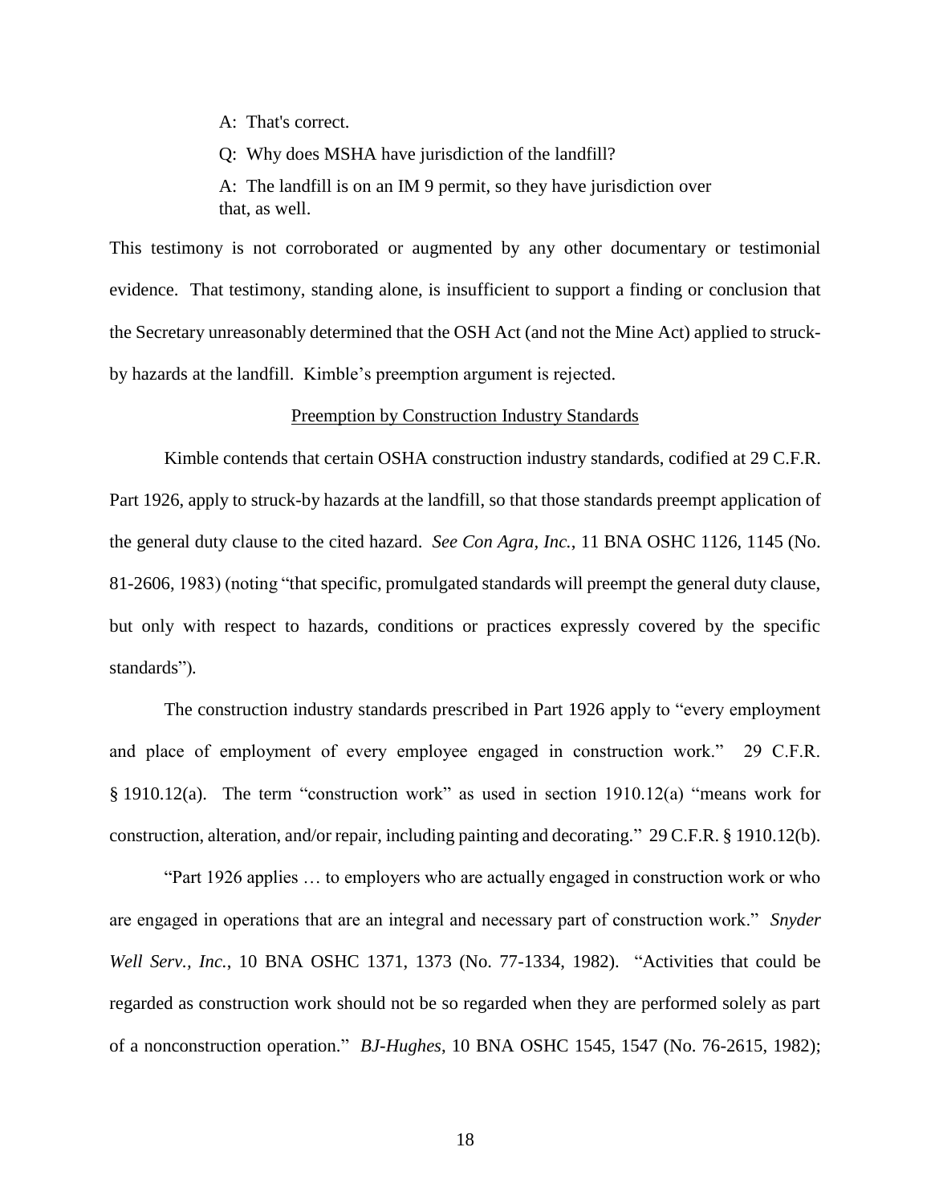> A: That's correct.
>
> Q: Why does MSHA have jurisdiction of the landfill?
>
> A: The landfill is on an IM 9 permit, so they have jurisdiction over that, as well.

This testimony is not corroborated or augmented by any other documentary or testimonial evidence. That testimony, standing alone, is insufficient to support a finding or conclusion that the Secretary unreasonably determined that the OSH Act (and not the Mine Act) applied to struck-by hazards at the landfill. Kimble's preemption argument is rejected.

## Preemption by Construction Industry Standards

Kimble contends that certain OSHA construction industry standards, codified at 29 C.F.R. Part 1926, apply to struck-by hazards at the landfill, so that those standards preempt application of the general duty clause to the cited hazard. *See Con Agra, Inc.*, 11 BNA OSHC 1126, 1145 (No. 81-2606, 1983) (noting "that specific, promulgated standards will preempt the general duty clause, but only with respect to hazards, conditions or practices expressly covered by the specific standards").

The construction industry standards prescribed in Part 1926 apply to "every employment and place of employment of every employee engaged in construction work." 29 C.F.R. § 1910.12(a). The term "construction work" as used in section 1910.12(a) "means work for construction, alteration, and/or repair, including painting and decorating." 29 C.F.R. § 1910.12(b).

"Part 1926 applies … to employers who are actually engaged in construction work or who are engaged in operations that are an integral and necessary part of construction work." *Snyder Well Serv., Inc.*, 10 BNA OSHC 1371, 1373 (No. 77-1334, 1982). "Activities that could be regarded as construction work should not be so regarded when they are performed solely as part of a nonconstruction operation." *BJ-Hughes*, 10 BNA OSHC 1545, 1547 (No. 76-2615, 1982);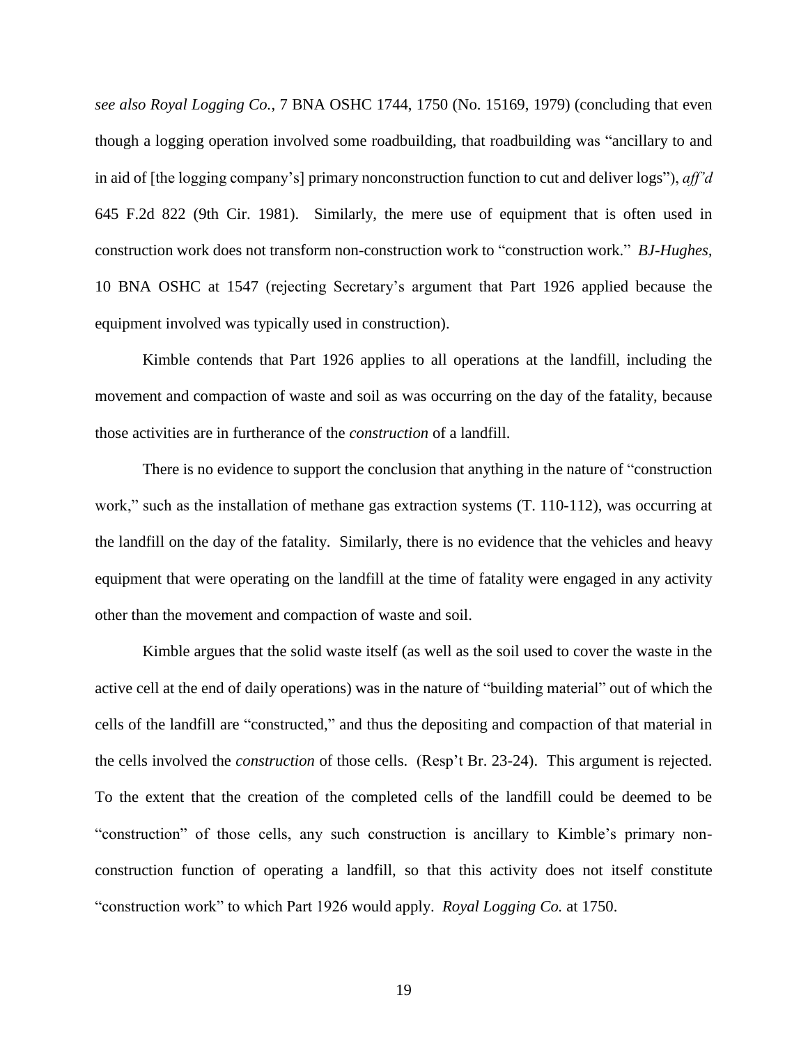*see also Royal Logging Co.*, 7 BNA OSHC 1744, 1750 (No. 15169, 1979) (concluding that even though a logging operation involved some roadbuilding, that roadbuilding was "ancillary to and in aid of [the logging company's] primary nonconstruction function to cut and deliver logs"), *aff'd* 645 F.2d 822 (9th Cir. 1981). Similarly, the mere use of equipment that is often used in construction work does not transform non-construction work to "construction work." *BJ-Hughes*, 10 BNA OSHC at 1547 (rejecting Secretary's argument that Part 1926 applied because the equipment involved was typically used in construction).

Kimble contends that Part 1926 applies to all operations at the landfill, including the movement and compaction of waste and soil as was occurring on the day of the fatality, because those activities are in furtherance of the *construction* of a landfill.

There is no evidence to support the conclusion that anything in the nature of "construction work," such as the installation of methane gas extraction systems (T. 110-112), was occurring at the landfill on the day of the fatality. Similarly, there is no evidence that the vehicles and heavy equipment that were operating on the landfill at the time of fatality were engaged in any activity other than the movement and compaction of waste and soil.

Kimble argues that the solid waste itself (as well as the soil used to cover the waste in the active cell at the end of daily operations) was in the nature of "building material" out of which the cells of the landfill are "constructed," and thus the depositing and compaction of that material in the cells involved the *construction* of those cells. (Resp't Br. 23-24). This argument is rejected. To the extent that the creation of the completed cells of the landfill could be deemed to be "construction" of those cells, any such construction is ancillary to Kimble's primary non-construction function of operating a landfill, so that this activity does not itself constitute "construction work" to which Part 1926 would apply. *Royal Logging Co.* at 1750.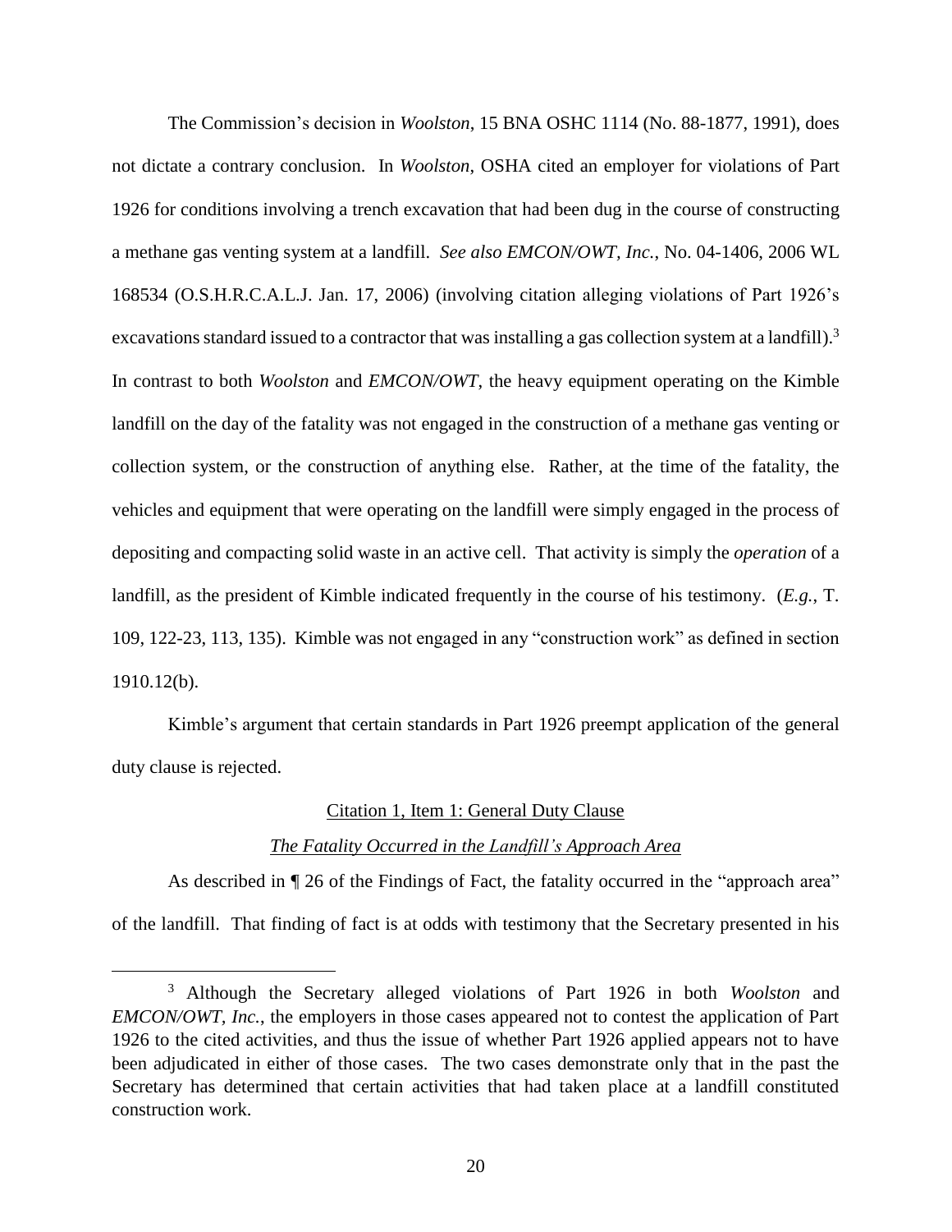The Commission's decision in *Woolston*, 15 BNA OSHC 1114 (No. 88-1877, 1991), does not dictate a contrary conclusion. In *Woolston*, OSHA cited an employer for violations of Part 1926 for conditions involving a trench excavation that had been dug in the course of constructing a methane gas venting system at a landfill. *See also EMCON/OWT, Inc.*, No. 04-1406, 2006 WL 168534 (O.S.H.R.C.A.L.J. Jan. 17, 2006) (involving citation alleging violations of Part 1926's excavations standard issued to a contractor that was installing a gas collection system at a landfill).[3] In contrast to both *Woolston* and *EMCON/OWT*, the heavy equipment operating on the Kimble landfill on the day of the fatality was not engaged in the construction of a methane gas venting or collection system, or the construction of anything else. Rather, at the time of the fatality, the vehicles and equipment that were operating on the landfill were simply engaged in the process of depositing and compacting solid waste in an active cell. That activity is simply the *operation* of a landfill, as the president of Kimble indicated frequently in the course of his testimony. (*E.g.*, T. 109, 122-23, 113, 135). Kimble was not engaged in any "construction work" as defined in section 1910.12(b).

Kimble's argument that certain standards in Part 1926 preempt application of the general duty clause is rejected.

<u>Citation 1, Item 1: General Duty Clause</u>

*<u>The Fatality Occurred in the Landfill's Approach Area</u>*

As described in ¶ 26 of the Findings of Fact, the fatality occurred in the "approach area" of the landfill. That finding of fact is at odds with testimony that the Secretary presented in his

---

[3] Although the Secretary alleged violations of Part 1926 in both *Woolston* and *EMCON/OWT, Inc.*, the employers in those cases appeared not to contest the application of Part 1926 to the cited activities, and thus the issue of whether Part 1926 applied appears not to have been adjudicated in either of those cases. The two cases demonstrate only that in the past the Secretary has determined that certain activities that had taken place at a landfill constituted construction work.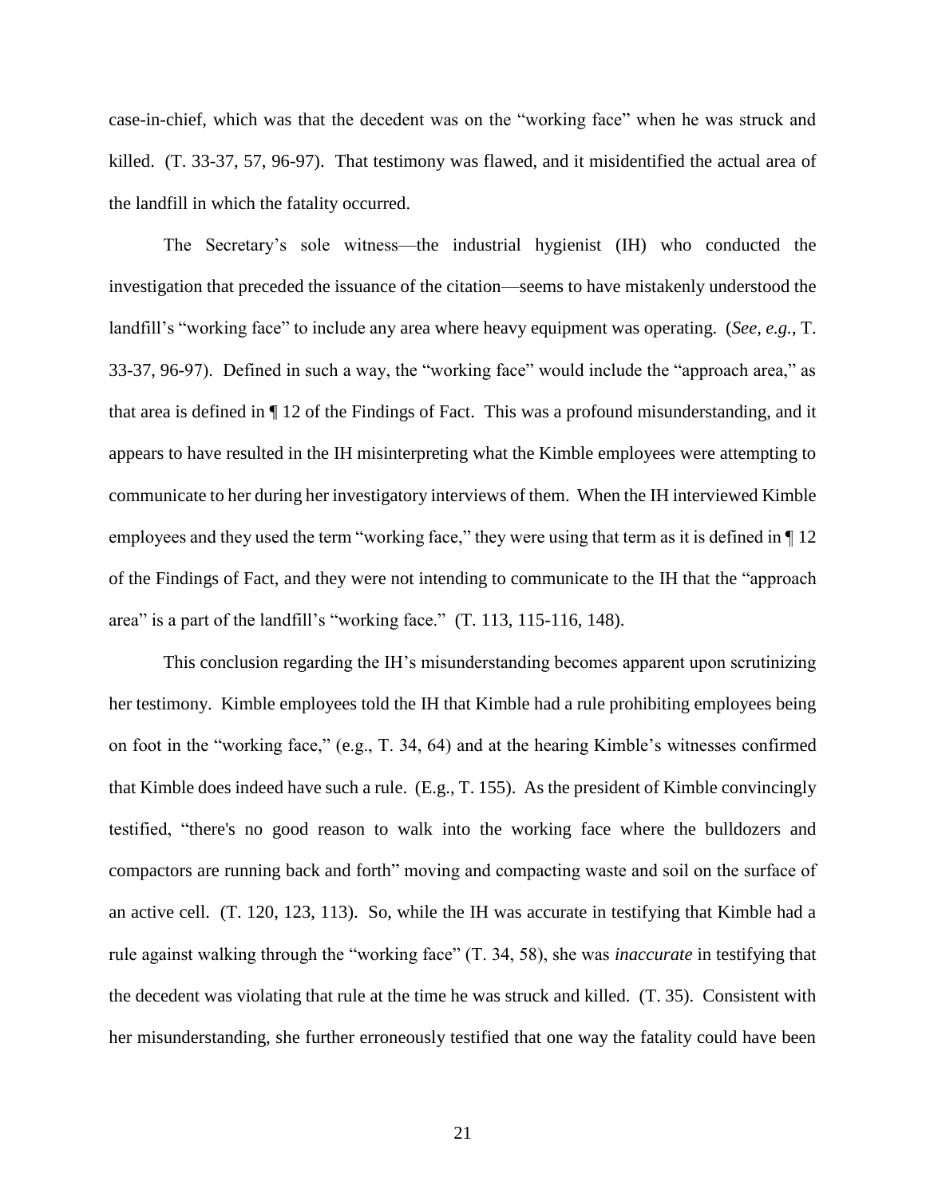case-in-chief, which was that the decedent was on the "working face" when he was struck and killed. (T. 33-37, 57, 96-97). That testimony was flawed, and it misidentified the actual area of the landfill in which the fatality occurred.

The Secretary's sole witness—the industrial hygienist (IH) who conducted the investigation that preceded the issuance of the citation—seems to have mistakenly understood the landfill's "working face" to include any area where heavy equipment was operating. (*See, e.g.*, T. 33-37, 96-97). Defined in such a way, the "working face" would include the "approach area," as that area is defined in ¶ 12 of the Findings of Fact. This was a profound misunderstanding, and it appears to have resulted in the IH misinterpreting what the Kimble employees were attempting to communicate to her during her investigatory interviews of them. When the IH interviewed Kimble employees and they used the term "working face," they were using that term as it is defined in ¶ 12 of the Findings of Fact, and they were not intending to communicate to the IH that the "approach area" is a part of the landfill's "working face." (T. 113, 115-116, 148).

This conclusion regarding the IH's misunderstanding becomes apparent upon scrutinizing her testimony. Kimble employees told the IH that Kimble had a rule prohibiting employees being on foot in the "working face," (e.g., T. 34, 64) and at the hearing Kimble's witnesses confirmed that Kimble does indeed have such a rule. (E.g., T. 155). As the president of Kimble convincingly testified, "there's no good reason to walk into the working face where the bulldozers and compactors are running back and forth" moving and compacting waste and soil on the surface of an active cell. (T. 120, 123, 113). So, while the IH was accurate in testifying that Kimble had a rule against walking through the "working face" (T. 34, 58), she was *inaccurate* in testifying that the decedent was violating that rule at the time he was struck and killed. (T. 35). Consistent with her misunderstanding, she further erroneously testified that one way the fatality could have been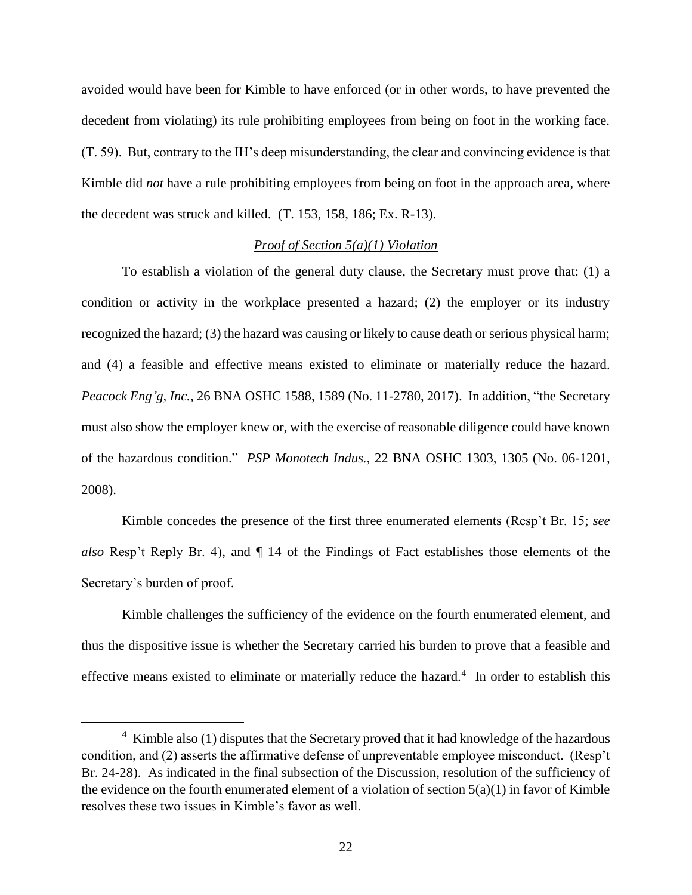avoided would have been for Kimble to have enforced (or in other words, to have prevented the decedent from violating) its rule prohibiting employees from being on foot in the working face. (T. 59). But, contrary to the IH's deep misunderstanding, the clear and convincing evidence is that Kimble did *not* have a rule prohibiting employees from being on foot in the approach area, where the decedent was struck and killed. (T. 153, 158, 186; Ex. R-13).

<u>*Proof of Section 5(a)(1) Violation*</u>

To establish a violation of the general duty clause, the Secretary must prove that: (1) a condition or activity in the workplace presented a hazard; (2) the employer or its industry recognized the hazard; (3) the hazard was causing or likely to cause death or serious physical harm; and (4) a feasible and effective means existed to eliminate or materially reduce the hazard. *Peacock Eng'g, Inc.*, 26 BNA OSHC 1588, 1589 (No. 11-2780, 2017). In addition, "the Secretary must also show the employer knew or, with the exercise of reasonable diligence could have known of the hazardous condition." *PSP Monotech Indus.*, 22 BNA OSHC 1303, 1305 (No. 06-1201, 2008).

Kimble concedes the presence of the first three enumerated elements (Resp't Br. 15; *see also* Resp't Reply Br. 4), and ¶ 14 of the Findings of Fact establishes those elements of the Secretary's burden of proof.

Kimble challenges the sufficiency of the evidence on the fourth enumerated element, and thus the dispositive issue is whether the Secretary carried his burden to prove that a feasible and effective means existed to eliminate or materially reduce the hazard.[4] In order to establish this

[4] Kimble also (1) disputes that the Secretary proved that it had knowledge of the hazardous condition, and (2) asserts the affirmative defense of unpreventable employee misconduct. (Resp't Br. 24-28). As indicated in the final subsection of the Discussion, resolution of the sufficiency of the evidence on the fourth enumerated element of a violation of section 5(a)(1) in favor of Kimble resolves these two issues in Kimble's favor as well.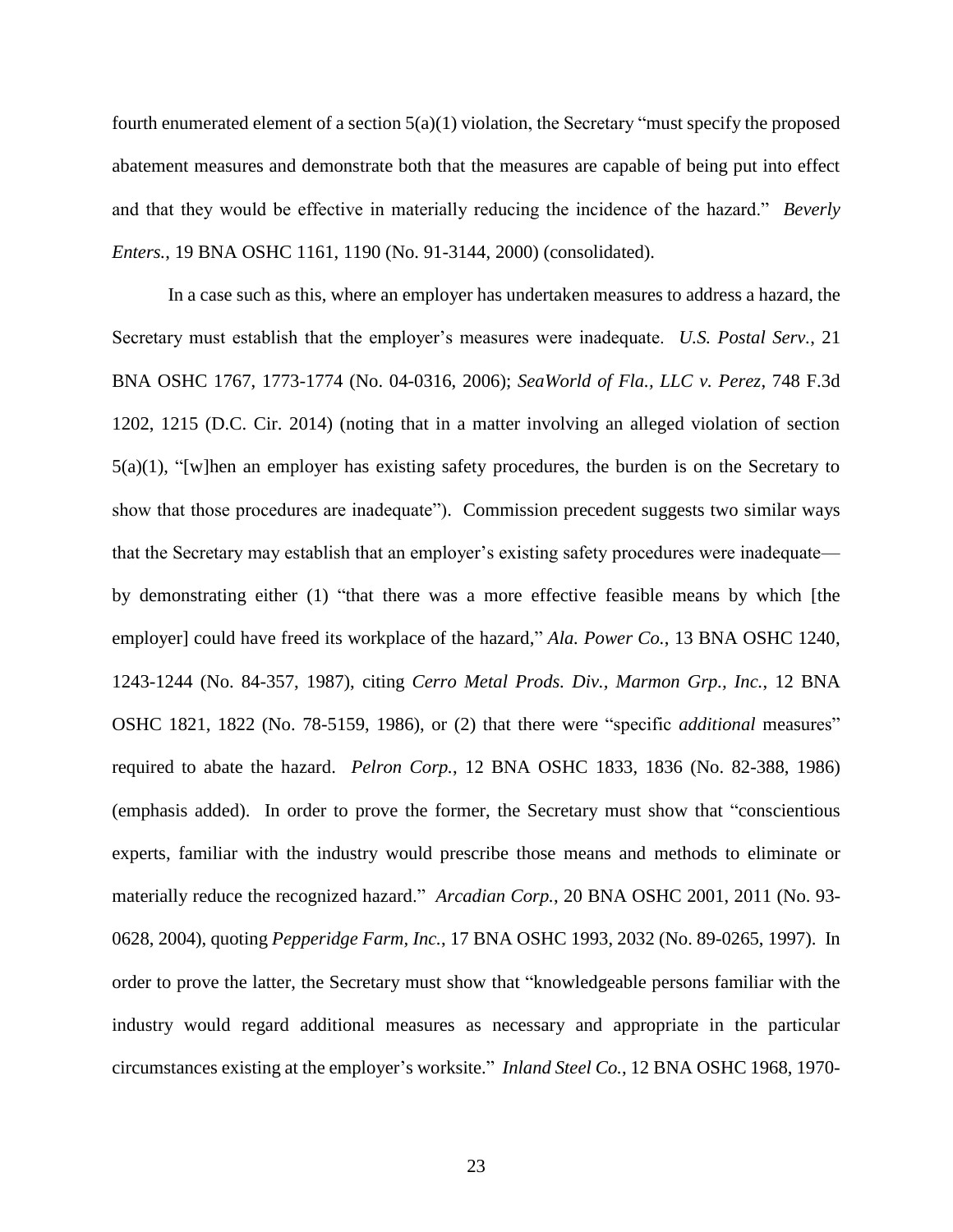fourth enumerated element of a section 5(a)(1) violation, the Secretary "must specify the proposed abatement measures and demonstrate both that the measures are capable of being put into effect and that they would be effective in materially reducing the incidence of the hazard." *Beverly Enters.*, 19 BNA OSHC 1161, 1190 (No. 91-3144, 2000) (consolidated).

In a case such as this, where an employer has undertaken measures to address a hazard, the Secretary must establish that the employer's measures were inadequate. *U.S. Postal Serv.*, 21 BNA OSHC 1767, 1773-1774 (No. 04-0316, 2006); *SeaWorld of Fla., LLC v. Perez*, 748 F.3d 1202, 1215 (D.C. Cir. 2014) (noting that in a matter involving an alleged violation of section 5(a)(1), "[w]hen an employer has existing safety procedures, the burden is on the Secretary to show that those procedures are inadequate"). Commission precedent suggests two similar ways that the Secretary may establish that an employer's existing safety procedures were inadequate—by demonstrating either (1) "that there was a more effective feasible means by which [the employer] could have freed its workplace of the hazard," *Ala. Power Co.*, 13 BNA OSHC 1240, 1243-1244 (No. 84-357, 1987), citing *Cerro Metal Prods. Div., Marmon Grp., Inc.*, 12 BNA OSHC 1821, 1822 (No. 78-5159, 1986), or (2) that there were "specific *additional* measures" required to abate the hazard. *Pelron Corp.*, 12 BNA OSHC 1833, 1836 (No. 82-388, 1986) (emphasis added). In order to prove the former, the Secretary must show that "conscientious experts, familiar with the industry would prescribe those means and methods to eliminate or materially reduce the recognized hazard." *Arcadian Corp.*, 20 BNA OSHC 2001, 2011 (No. 93-0628, 2004), quoting *Pepperidge Farm, Inc.*, 17 BNA OSHC 1993, 2032 (No. 89-0265, 1997). In order to prove the latter, the Secretary must show that "knowledgeable persons familiar with the industry would regard additional measures as necessary and appropriate in the particular circumstances existing at the employer's worksite." *Inland Steel Co.*, 12 BNA OSHC 1968, 1970-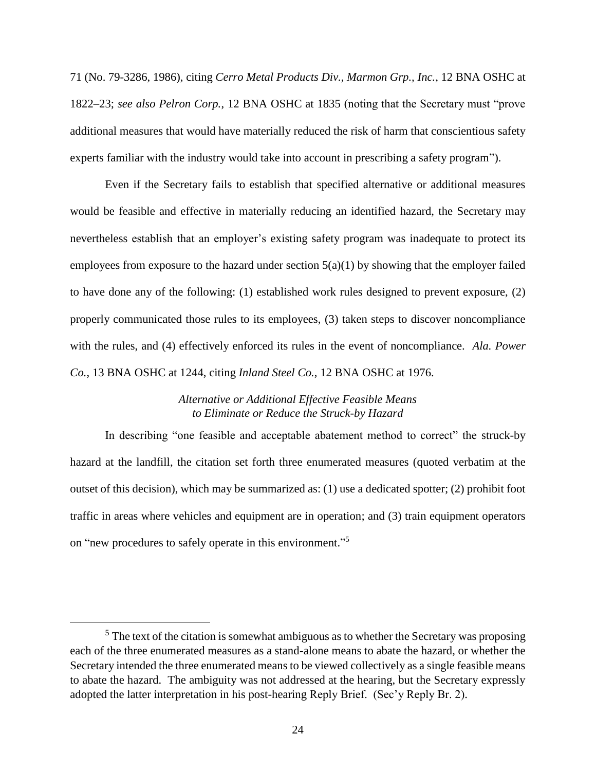71 (No. 79-3286, 1986), citing *Cerro Metal Products Div., Marmon Grp., Inc.*, 12 BNA OSHC at 1822–23; *see also Pelron Corp.*, 12 BNA OSHC at 1835 (noting that the Secretary must "prove additional measures that would have materially reduced the risk of harm that conscientious safety experts familiar with the industry would take into account in prescribing a safety program").

Even if the Secretary fails to establish that specified alternative or additional measures would be feasible and effective in materially reducing an identified hazard, the Secretary may nevertheless establish that an employer's existing safety program was inadequate to protect its employees from exposure to the hazard under section 5(a)(1) by showing that the employer failed to have done any of the following: (1) established work rules designed to prevent exposure, (2) properly communicated those rules to its employees, (3) taken steps to discover noncompliance with the rules, and (4) effectively enforced its rules in the event of noncompliance. *Ala. Power Co.*, 13 BNA OSHC at 1244, citing *Inland Steel Co.*, 12 BNA OSHC at 1976.

*Alternative or Additional Effective Feasible Means to Eliminate or Reduce the Struck-by Hazard*

In describing "one feasible and acceptable abatement method to correct" the struck-by hazard at the landfill, the citation set forth three enumerated measures (quoted verbatim at the outset of this decision), which may be summarized as: (1) use a dedicated spotter; (2) prohibit foot traffic in areas where vehicles and equipment are in operation; and (3) train equipment operators on "new procedures to safely operate in this environment."[5]

[5] The text of the citation is somewhat ambiguous as to whether the Secretary was proposing each of the three enumerated measures as a stand-alone means to abate the hazard, or whether the Secretary intended the three enumerated means to be viewed collectively as a single feasible means to abate the hazard. The ambiguity was not addressed at the hearing, but the Secretary expressly adopted the latter interpretation in his post-hearing Reply Brief. (Sec'y Reply Br. 2).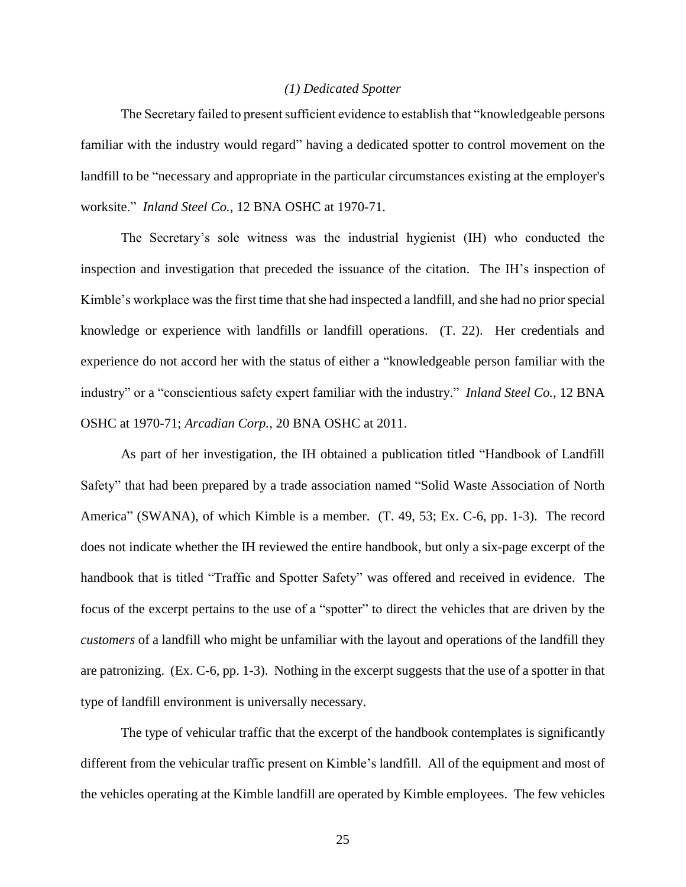*(1) Dedicated Spotter*

The Secretary failed to present sufficient evidence to establish that "knowledgeable persons familiar with the industry would regard" having a dedicated spotter to control movement on the landfill to be "necessary and appropriate in the particular circumstances existing at the employer's worksite." *Inland Steel Co.*, 12 BNA OSHC at 1970-71.

The Secretary's sole witness was the industrial hygienist (IH) who conducted the inspection and investigation that preceded the issuance of the citation. The IH's inspection of Kimble's workplace was the first time that she had inspected a landfill, and she had no prior special knowledge or experience with landfills or landfill operations. (T. 22). Her credentials and experience do not accord her with the status of either a "knowledgeable person familiar with the industry" or a "conscientious safety expert familiar with the industry." *Inland Steel Co.*, 12 BNA OSHC at 1970-71; *Arcadian Corp.*, 20 BNA OSHC at 2011.

As part of her investigation, the IH obtained a publication titled "Handbook of Landfill Safety" that had been prepared by a trade association named "Solid Waste Association of North America" (SWANA), of which Kimble is a member. (T. 49, 53; Ex. C-6, pp. 1-3). The record does not indicate whether the IH reviewed the entire handbook, but only a six-page excerpt of the handbook that is titled "Traffic and Spotter Safety" was offered and received in evidence. The focus of the excerpt pertains to the use of a "spotter" to direct the vehicles that are driven by the *customers* of a landfill who might be unfamiliar with the layout and operations of the landfill they are patronizing. (Ex. C-6, pp. 1-3). Nothing in the excerpt suggests that the use of a spotter in that type of landfill environment is universally necessary.

The type of vehicular traffic that the excerpt of the handbook contemplates is significantly different from the vehicular traffic present on Kimble's landfill. All of the equipment and most of the vehicles operating at the Kimble landfill are operated by Kimble employees. The few vehicles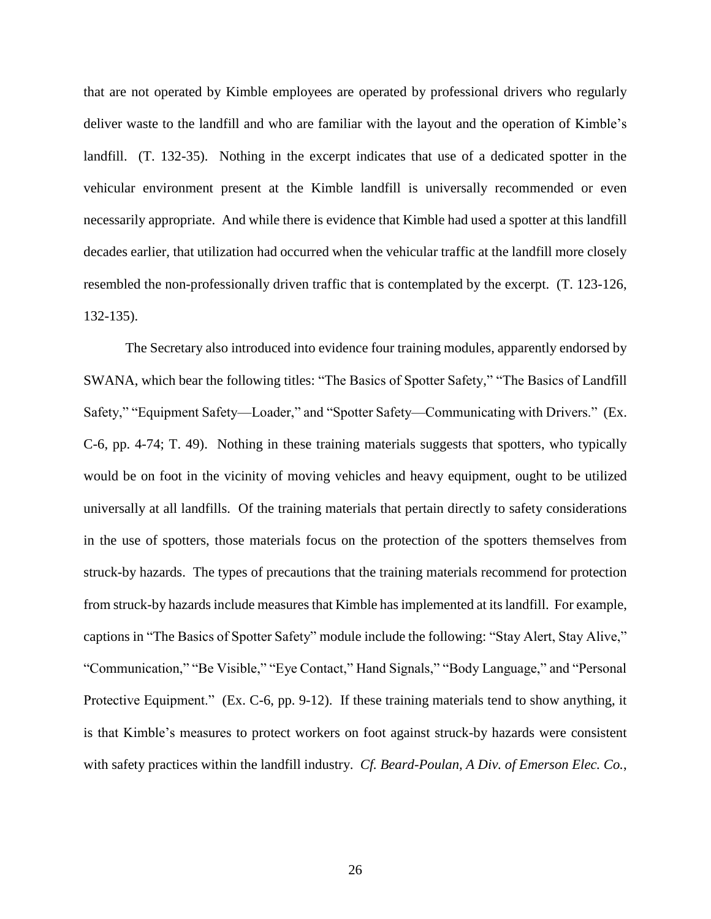that are not operated by Kimble employees are operated by professional drivers who regularly deliver waste to the landfill and who are familiar with the layout and the operation of Kimble's landfill. (T. 132-35). Nothing in the excerpt indicates that use of a dedicated spotter in the vehicular environment present at the Kimble landfill is universally recommended or even necessarily appropriate. And while there is evidence that Kimble had used a spotter at this landfill decades earlier, that utilization had occurred when the vehicular traffic at the landfill more closely resembled the non-professionally driven traffic that is contemplated by the excerpt. (T. 123-126, 132-135).

The Secretary also introduced into evidence four training modules, apparently endorsed by SWANA, which bear the following titles: "The Basics of Spotter Safety," "The Basics of Landfill Safety," "Equipment Safety—Loader," and "Spotter Safety—Communicating with Drivers." (Ex. C-6, pp. 4-74; T. 49). Nothing in these training materials suggests that spotters, who typically would be on foot in the vicinity of moving vehicles and heavy equipment, ought to be utilized universally at all landfills. Of the training materials that pertain directly to safety considerations in the use of spotters, those materials focus on the protection of the spotters themselves from struck-by hazards. The types of precautions that the training materials recommend for protection from struck-by hazards include measures that Kimble has implemented at its landfill. For example, captions in "The Basics of Spotter Safety" module include the following: "Stay Alert, Stay Alive," "Communication," "Be Visible," "Eye Contact," Hand Signals," "Body Language," and "Personal Protective Equipment." (Ex. C-6, pp. 9-12). If these training materials tend to show anything, it is that Kimble's measures to protect workers on foot against struck-by hazards were consistent with safety practices within the landfill industry. *Cf. Beard-Poulan, A Div. of Emerson Elec. Co.*,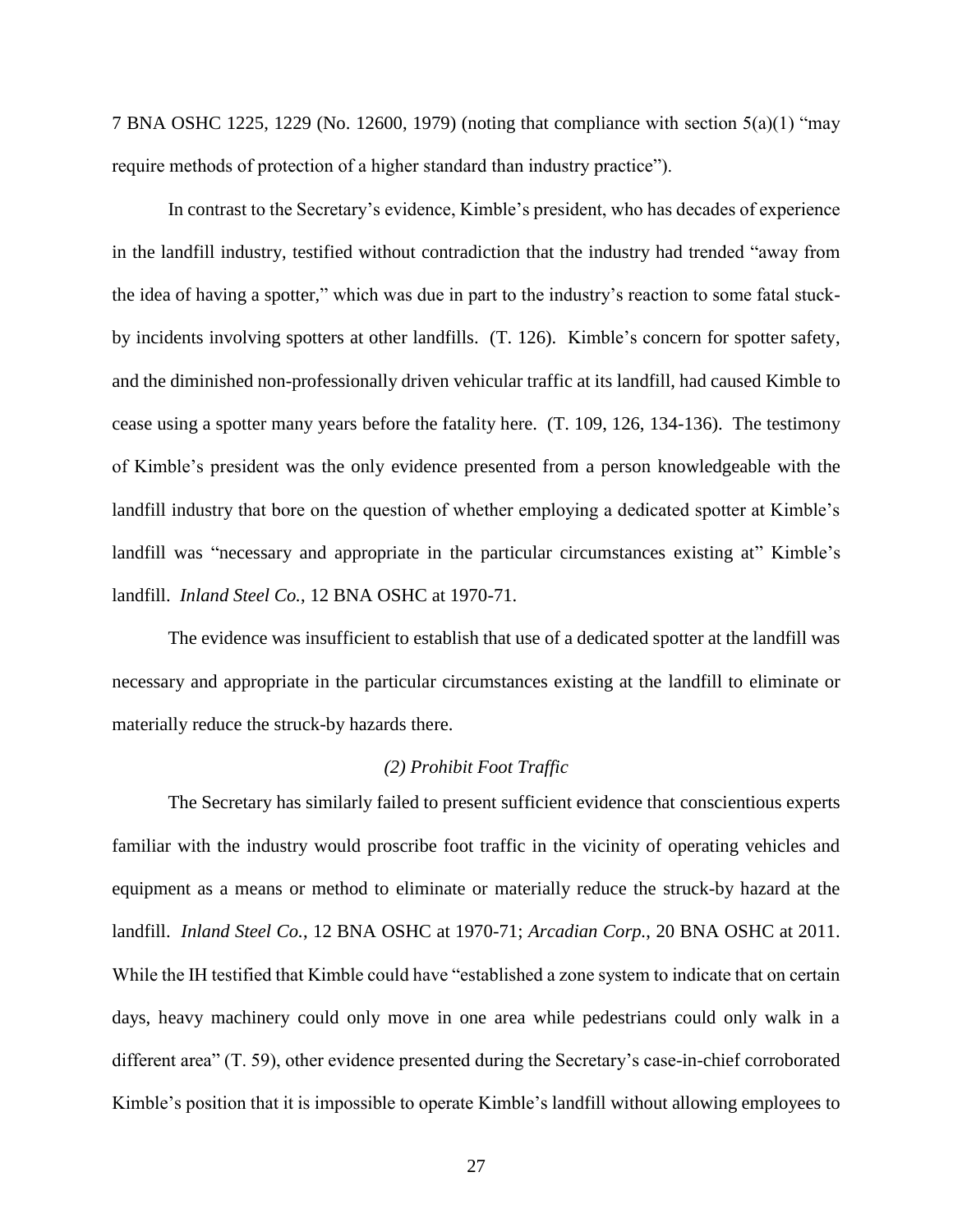7 BNA OSHC 1225, 1229 (No. 12600, 1979) (noting that compliance with section 5(a)(1) "may require methods of protection of a higher standard than industry practice").

In contrast to the Secretary's evidence, Kimble's president, who has decades of experience in the landfill industry, testified without contradiction that the industry had trended "away from the idea of having a spotter," which was due in part to the industry's reaction to some fatal stuck-by incidents involving spotters at other landfills. (T. 126). Kimble's concern for spotter safety, and the diminished non-professionally driven vehicular traffic at its landfill, had caused Kimble to cease using a spotter many years before the fatality here. (T. 109, 126, 134-136). The testimony of Kimble's president was the only evidence presented from a person knowledgeable with the landfill industry that bore on the question of whether employing a dedicated spotter at Kimble's landfill was "necessary and appropriate in the particular circumstances existing at" Kimble's landfill. *Inland Steel Co.*, 12 BNA OSHC at 1970-71.

The evidence was insufficient to establish that use of a dedicated spotter at the landfill was necessary and appropriate in the particular circumstances existing at the landfill to eliminate or materially reduce the struck-by hazards there.

*(2) Prohibit Foot Traffic*

The Secretary has similarly failed to present sufficient evidence that conscientious experts familiar with the industry would proscribe foot traffic in the vicinity of operating vehicles and equipment as a means or method to eliminate or materially reduce the struck-by hazard at the landfill. *Inland Steel Co.*, 12 BNA OSHC at 1970-71; *Arcadian Corp.*, 20 BNA OSHC at 2011. While the IH testified that Kimble could have "established a zone system to indicate that on certain days, heavy machinery could only move in one area while pedestrians could only walk in a different area" (T. 59), other evidence presented during the Secretary's case-in-chief corroborated Kimble's position that it is impossible to operate Kimble's landfill without allowing employees to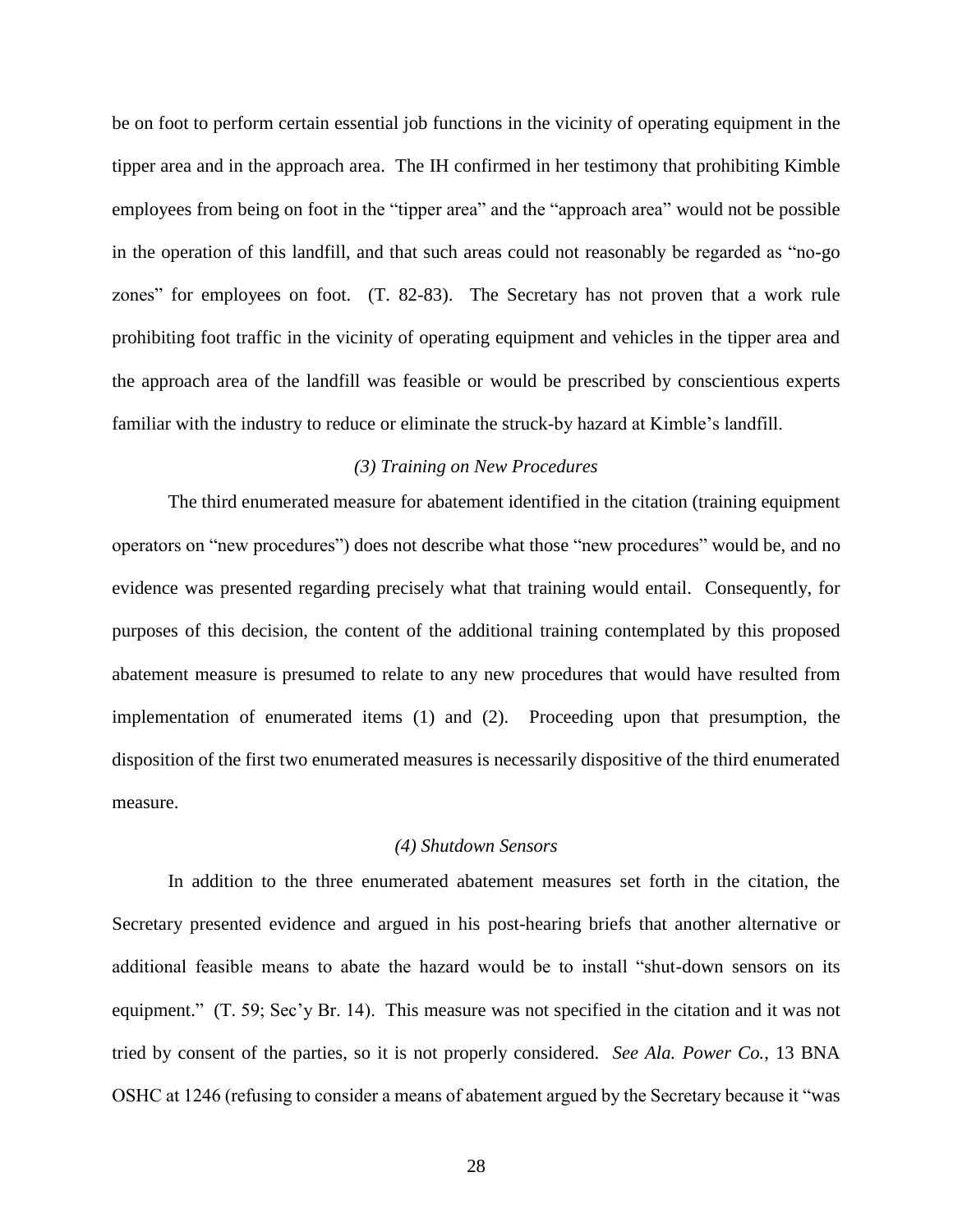be on foot to perform certain essential job functions in the vicinity of operating equipment in the tipper area and in the approach area. The IH confirmed in her testimony that prohibiting Kimble employees from being on foot in the "tipper area" and the "approach area" would not be possible in the operation of this landfill, and that such areas could not reasonably be regarded as "no-go zones" for employees on foot. (T. 82-83). The Secretary has not proven that a work rule prohibiting foot traffic in the vicinity of operating equipment and vehicles in the tipper area and the approach area of the landfill was feasible or would be prescribed by conscientious experts familiar with the industry to reduce or eliminate the struck-by hazard at Kimble's landfill.

*(3) Training on New Procedures*

The third enumerated measure for abatement identified in the citation (training equipment operators on "new procedures") does not describe what those "new procedures" would be, and no evidence was presented regarding precisely what that training would entail. Consequently, for purposes of this decision, the content of the additional training contemplated by this proposed abatement measure is presumed to relate to any new procedures that would have resulted from implementation of enumerated items (1) and (2). Proceeding upon that presumption, the disposition of the first two enumerated measures is necessarily dispositive of the third enumerated measure.

*(4) Shutdown Sensors*

In addition to the three enumerated abatement measures set forth in the citation, the Secretary presented evidence and argued in his post-hearing briefs that another alternative or additional feasible means to abate the hazard would be to install "shut-down sensors on its equipment." (T. 59; Sec'y Br. 14). This measure was not specified in the citation and it was not tried by consent of the parties, so it is not properly considered. *See Ala. Power Co.*, 13 BNA OSHC at 1246 (refusing to consider a means of abatement argued by the Secretary because it "was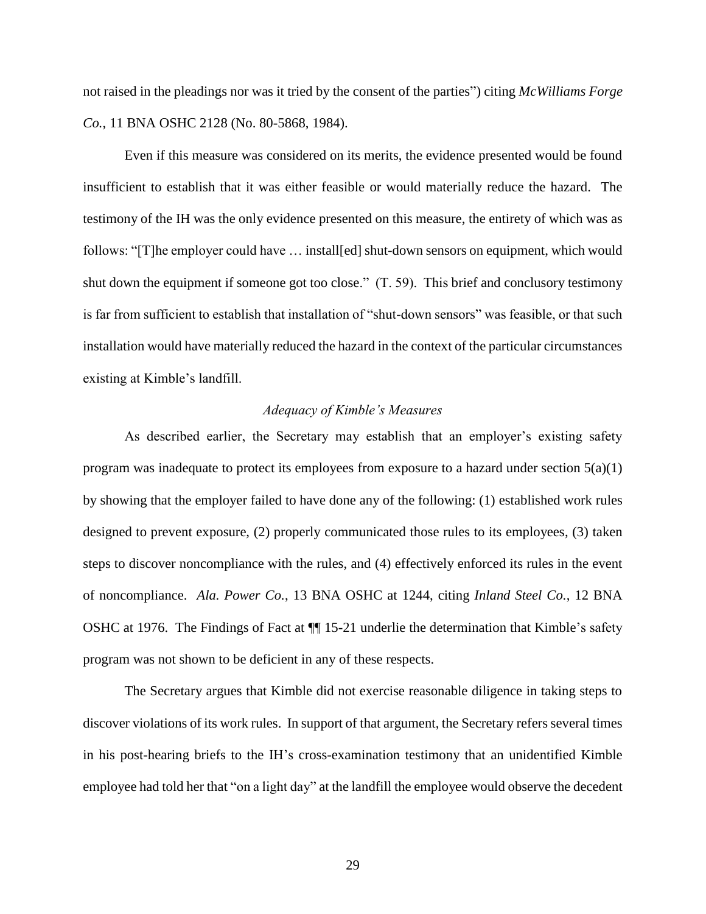not raised in the pleadings nor was it tried by the consent of the parties") citing *McWilliams Forge Co.*, 11 BNA OSHC 2128 (No. 80-5868, 1984).

Even if this measure was considered on its merits, the evidence presented would be found insufficient to establish that it was either feasible or would materially reduce the hazard. The testimony of the IH was the only evidence presented on this measure, the entirety of which was as follows: "[T]he employer could have … install[ed] shut-down sensors on equipment, which would shut down the equipment if someone got too close." (T. 59). This brief and conclusory testimony is far from sufficient to establish that installation of "shut-down sensors" was feasible, or that such installation would have materially reduced the hazard in the context of the particular circumstances existing at Kimble's landfill.

*Adequacy of Kimble's Measures*

As described earlier, the Secretary may establish that an employer's existing safety program was inadequate to protect its employees from exposure to a hazard under section 5(a)(1) by showing that the employer failed to have done any of the following: (1) established work rules designed to prevent exposure, (2) properly communicated those rules to its employees, (3) taken steps to discover noncompliance with the rules, and (4) effectively enforced its rules in the event of noncompliance. *Ala. Power Co.*, 13 BNA OSHC at 1244, citing *Inland Steel Co.*, 12 BNA OSHC at 1976. The Findings of Fact at ¶¶ 15-21 underlie the determination that Kimble's safety program was not shown to be deficient in any of these respects.

The Secretary argues that Kimble did not exercise reasonable diligence in taking steps to discover violations of its work rules. In support of that argument, the Secretary refers several times in his post-hearing briefs to the IH's cross-examination testimony that an unidentified Kimble employee had told her that "on a light day" at the landfill the employee would observe the decedent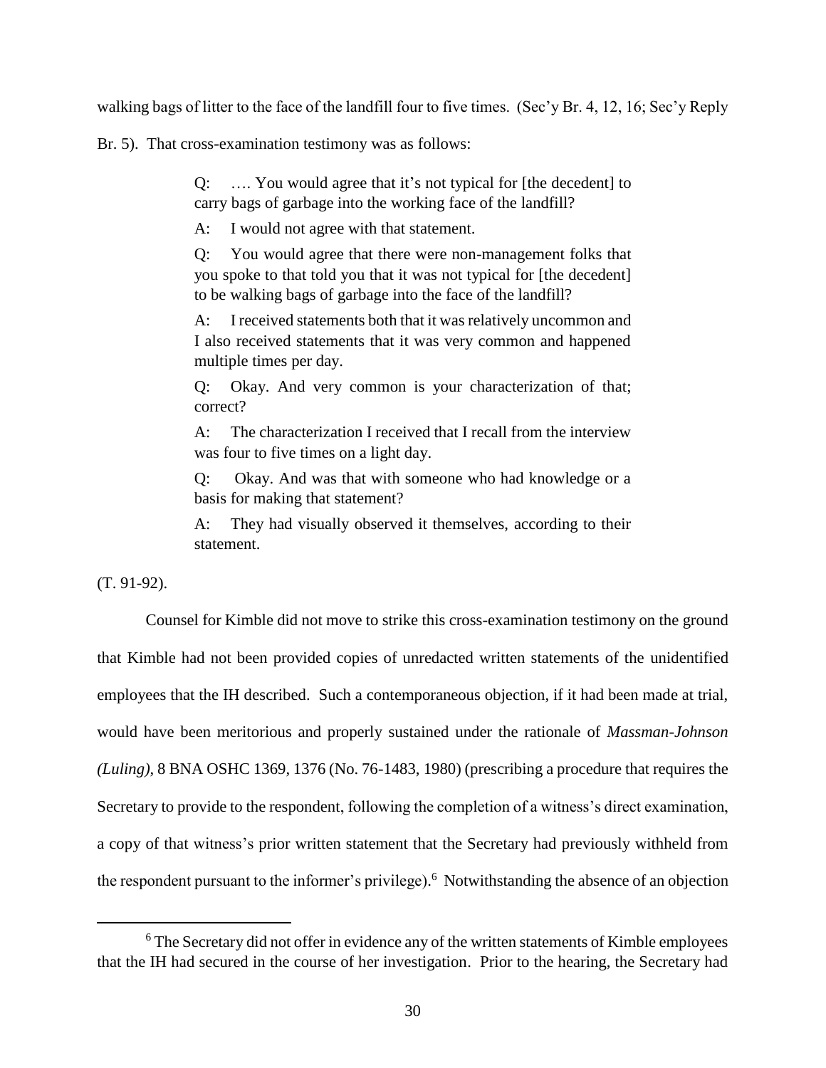walking bags of litter to the face of the landfill four to five times. (Sec'y Br. 4, 12, 16; Sec'y Reply Br. 5). That cross-examination testimony was as follows:

> Q: …. You would agree that it's not typical for [the decedent] to carry bags of garbage into the working face of the landfill?
>
> A: I would not agree with that statement.
>
> Q: You would agree that there were non-management folks that you spoke to that told you that it was not typical for [the decedent] to be walking bags of garbage into the face of the landfill?
>
> A: I received statements both that it was relatively uncommon and I also received statements that it was very common and happened multiple times per day.
>
> Q: Okay. And very common is your characterization of that; correct?
>
> A: The characterization I received that I recall from the interview was four to five times on a light day.
>
> Q: Okay. And was that with someone who had knowledge or a basis for making that statement?
>
> A: They had visually observed it themselves, according to their statement.

(T. 91-92).

Counsel for Kimble did not move to strike this cross-examination testimony on the ground that Kimble had not been provided copies of unredacted written statements of the unidentified employees that the IH described. Such a contemporaneous objection, if it had been made at trial, would have been meritorious and properly sustained under the rationale of *Massman-Johnson (Luling)*, 8 BNA OSHC 1369, 1376 (No. 76-1483, 1980) (prescribing a procedure that requires the Secretary to provide to the respondent, following the completion of a witness's direct examination, a copy of that witness's prior written statement that the Secretary had previously withheld from the respondent pursuant to the informer's privilege).[6] Notwithstanding the absence of an objection

[6] The Secretary did not offer in evidence any of the written statements of Kimble employees that the IH had secured in the course of her investigation. Prior to the hearing, the Secretary had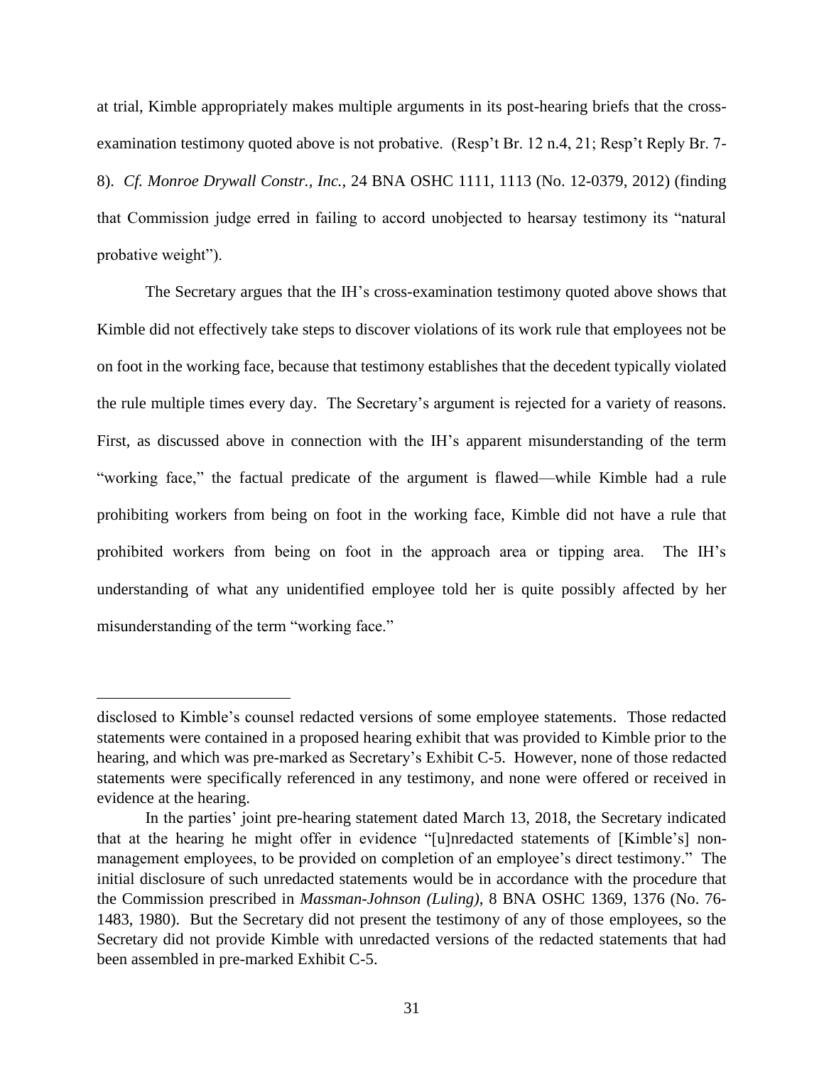at trial, Kimble appropriately makes multiple arguments in its post-hearing briefs that the cross-examination testimony quoted above is not probative. (Resp't Br. 12 n.4, 21; Resp't Reply Br. 7-8). *Cf. Monroe Drywall Constr., Inc.,* 24 BNA OSHC 1111, 1113 (No. 12-0379, 2012) (finding that Commission judge erred in failing to accord unobjected to hearsay testimony its "natural probative weight").

The Secretary argues that the IH's cross-examination testimony quoted above shows that Kimble did not effectively take steps to discover violations of its work rule that employees not be on foot in the working face, because that testimony establishes that the decedent typically violated the rule multiple times every day. The Secretary's argument is rejected for a variety of reasons. First, as discussed above in connection with the IH's apparent misunderstanding of the term "working face," the factual predicate of the argument is flawed—while Kimble had a rule prohibiting workers from being on foot in the working face, Kimble did not have a rule that prohibited workers from being on foot in the approach area or tipping area. The IH's understanding of what any unidentified employee told her is quite possibly affected by her misunderstanding of the term "working face."

---

disclosed to Kimble's counsel redacted versions of some employee statements. Those redacted statements were contained in a proposed hearing exhibit that was provided to Kimble prior to the hearing, and which was pre-marked as Secretary's Exhibit C-5. However, none of those redacted statements were specifically referenced in any testimony, and none were offered or received in evidence at the hearing.

In the parties' joint pre-hearing statement dated March 13, 2018, the Secretary indicated that at the hearing he might offer in evidence "[u]nredacted statements of [Kimble's] non-management employees, to be provided on completion of an employee's direct testimony." The initial disclosure of such unredacted statements would be in accordance with the procedure that the Commission prescribed in *Massman-Johnson (Luling)*, 8 BNA OSHC 1369, 1376 (No. 76-1483, 1980). But the Secretary did not present the testimony of any of those employees, so the Secretary did not provide Kimble with unredacted versions of the redacted statements that had been assembled in pre-marked Exhibit C-5.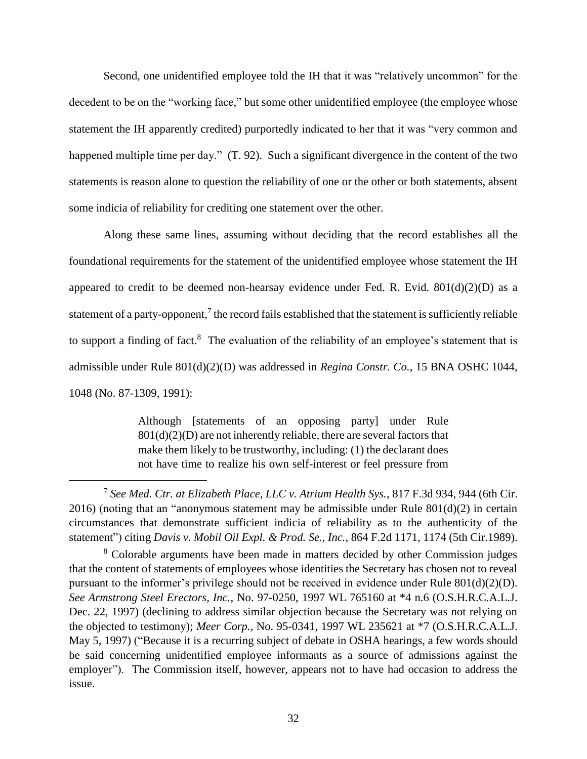Second, one unidentified employee told the IH that it was "relatively uncommon" for the decedent to be on the "working face," but some other unidentified employee (the employee whose statement the IH apparently credited) purportedly indicated to her that it was "very common and happened multiple time per day." (T. 92). Such a significant divergence in the content of the two statements is reason alone to question the reliability of one or the other or both statements, absent some indicia of reliability for crediting one statement over the other.

Along these same lines, assuming without deciding that the record establishes all the foundational requirements for the statement of the unidentified employee whose statement the IH appeared to credit to be deemed non-hearsay evidence under Fed. R. Evid. 801(d)(2)(D) as a statement of a party-opponent,[7] the record fails established that the statement is sufficiently reliable to support a finding of fact.[8] The evaluation of the reliability of an employee's statement that is admissible under Rule 801(d)(2)(D) was addressed in *Regina Constr. Co.*, 15 BNA OSHC 1044, 1048 (No. 87-1309, 1991):

> Although [statements of an opposing party] under Rule 801(d)(2)(D) are not inherently reliable, there are several factors that make them likely to be trustworthy, including: (1) the declarant does not have time to realize his own self-interest or feel pressure from

[7] *See Med. Ctr. at Elizabeth Place, LLC v. Atrium Health Sys.*, 817 F.3d 934, 944 (6th Cir. 2016) (noting that an "anonymous statement may be admissible under Rule 801(d)(2) in certain circumstances that demonstrate sufficient indicia of reliability as to the authenticity of the statement") citing *Davis v. Mobil Oil Expl. & Prod. Se., Inc.*, 864 F.2d 1171, 1174 (5th Cir.1989).

[8] Colorable arguments have been made in matters decided by other Commission judges that the content of statements of employees whose identities the Secretary has chosen not to reveal pursuant to the informer's privilege should not be received in evidence under Rule 801(d)(2)(D). *See Armstrong Steel Erectors, Inc.*, No. 97-0250, 1997 WL 765160 at *4 n.6 (O.S.H.R.C.A.L.J. Dec. 22, 1997) (declining to address similar objection because the Secretary was not relying on the objected to testimony); *Meer Corp.*, No. 95-0341, 1997 WL 235621 at *7 (O.S.H.R.C.A.L.J. May 5, 1997) ("Because it is a recurring subject of debate in OSHA hearings, a few words should be said concerning unidentified employee informants as a source of admissions against the employer"). The Commission itself, however, appears not to have had occasion to address the issue.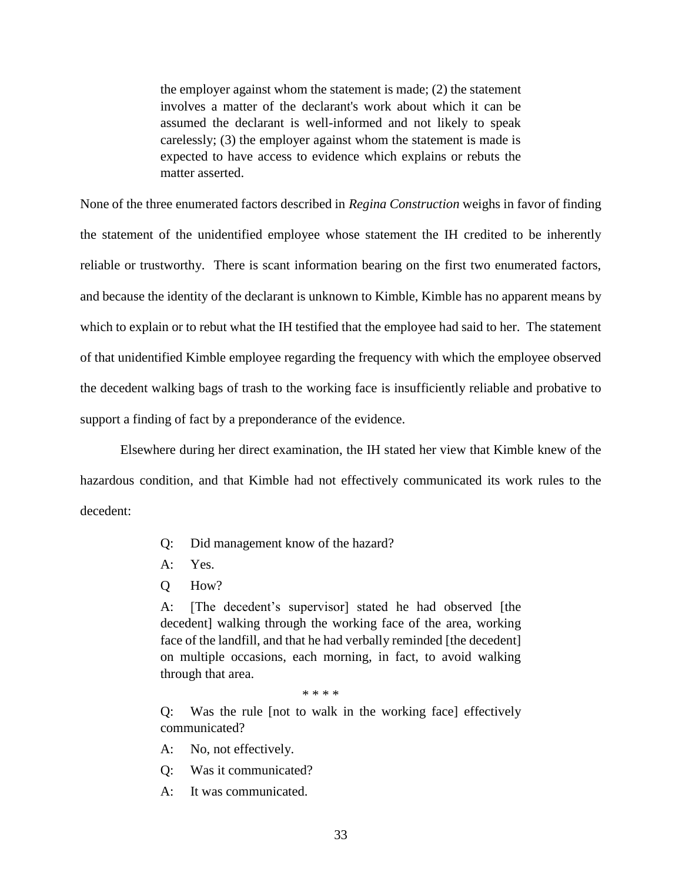> the employer against whom the statement is made; (2) the statement involves a matter of the declarant's work about which it can be assumed the declarant is well-informed and not likely to speak carelessly; (3) the employer against whom the statement is made is expected to have access to evidence which explains or rebuts the matter asserted.

None of the three enumerated factors described in *Regina Construction* weighs in favor of finding the statement of the unidentified employee whose statement the IH credited to be inherently reliable or trustworthy. There is scant information bearing on the first two enumerated factors, and because the identity of the declarant is unknown to Kimble, Kimble has no apparent means by which to explain or to rebut what the IH testified that the employee had said to her. The statement of that unidentified Kimble employee regarding the frequency with which the employee observed the decedent walking bags of trash to the working face is insufficiently reliable and probative to support a finding of fact by a preponderance of the evidence.

Elsewhere during her direct examination, the IH stated her view that Kimble knew of the hazardous condition, and that Kimble had not effectively communicated its work rules to the decedent:

> Q: Did management know of the hazard?
>
> A: Yes.
>
> Q How?
>
> A: [The decedent's supervisor] stated he had observed [the decedent] walking through the working face of the area, working face of the landfill, and that he had verbally reminded [the decedent] on multiple occasions, each morning, in fact, to avoid walking through that area.
>
> \* \* \* \*
>
> Q: Was the rule [not to walk in the working face] effectively communicated?
>
> A: No, not effectively.
>
> Q: Was it communicated?
>
> A: It was communicated.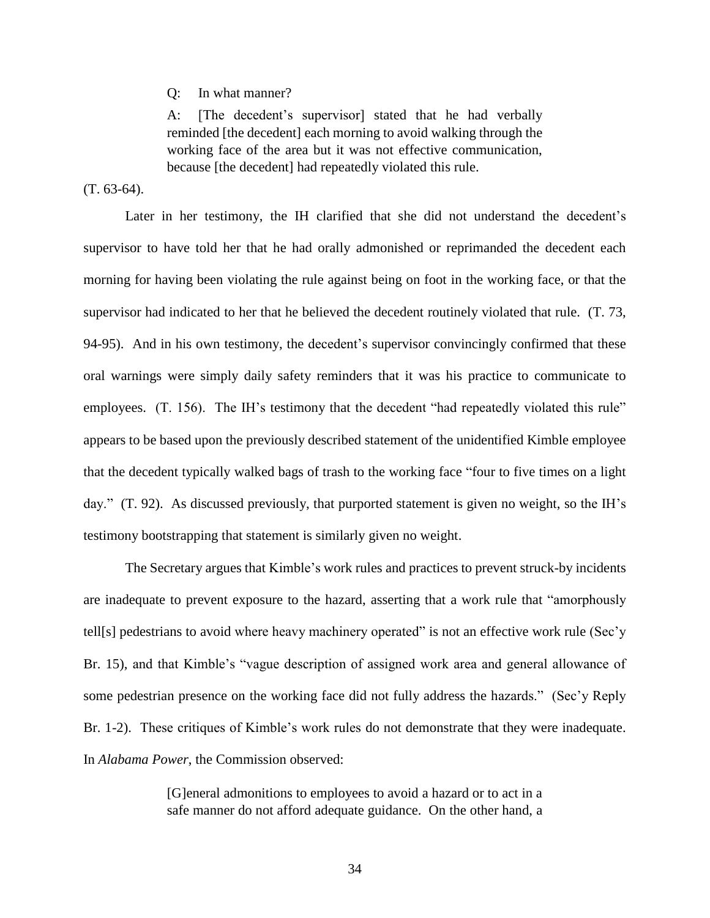> Q: In what manner?
>
> A: [The decedent's supervisor] stated that he had verbally reminded [the decedent] each morning to avoid walking through the working face of the area but it was not effective communication, because [the decedent] had repeatedly violated this rule.

(T. 63-64).

Later in her testimony, the IH clarified that she did not understand the decedent's supervisor to have told her that he had orally admonished or reprimanded the decedent each morning for having been violating the rule against being on foot in the working face, or that the supervisor had indicated to her that he believed the decedent routinely violated that rule. (T. 73, 94-95). And in his own testimony, the decedent's supervisor convincingly confirmed that these oral warnings were simply daily safety reminders that it was his practice to communicate to employees. (T. 156). The IH's testimony that the decedent "had repeatedly violated this rule" appears to be based upon the previously described statement of the unidentified Kimble employee that the decedent typically walked bags of trash to the working face "four to five times on a light day." (T. 92). As discussed previously, that purported statement is given no weight, so the IH's testimony bootstrapping that statement is similarly given no weight.

The Secretary argues that Kimble's work rules and practices to prevent struck-by incidents are inadequate to prevent exposure to the hazard, asserting that a work rule that "amorphously tell[s] pedestrians to avoid where heavy machinery operated" is not an effective work rule (Sec'y Br. 15), and that Kimble's "vague description of assigned work area and general allowance of some pedestrian presence on the working face did not fully address the hazards." (Sec'y Reply Br. 1-2). These critiques of Kimble's work rules do not demonstrate that they were inadequate. In *Alabama Power*, the Commission observed:

> [G]eneral admonitions to employees to avoid a hazard or to act in a safe manner do not afford adequate guidance. On the other hand, a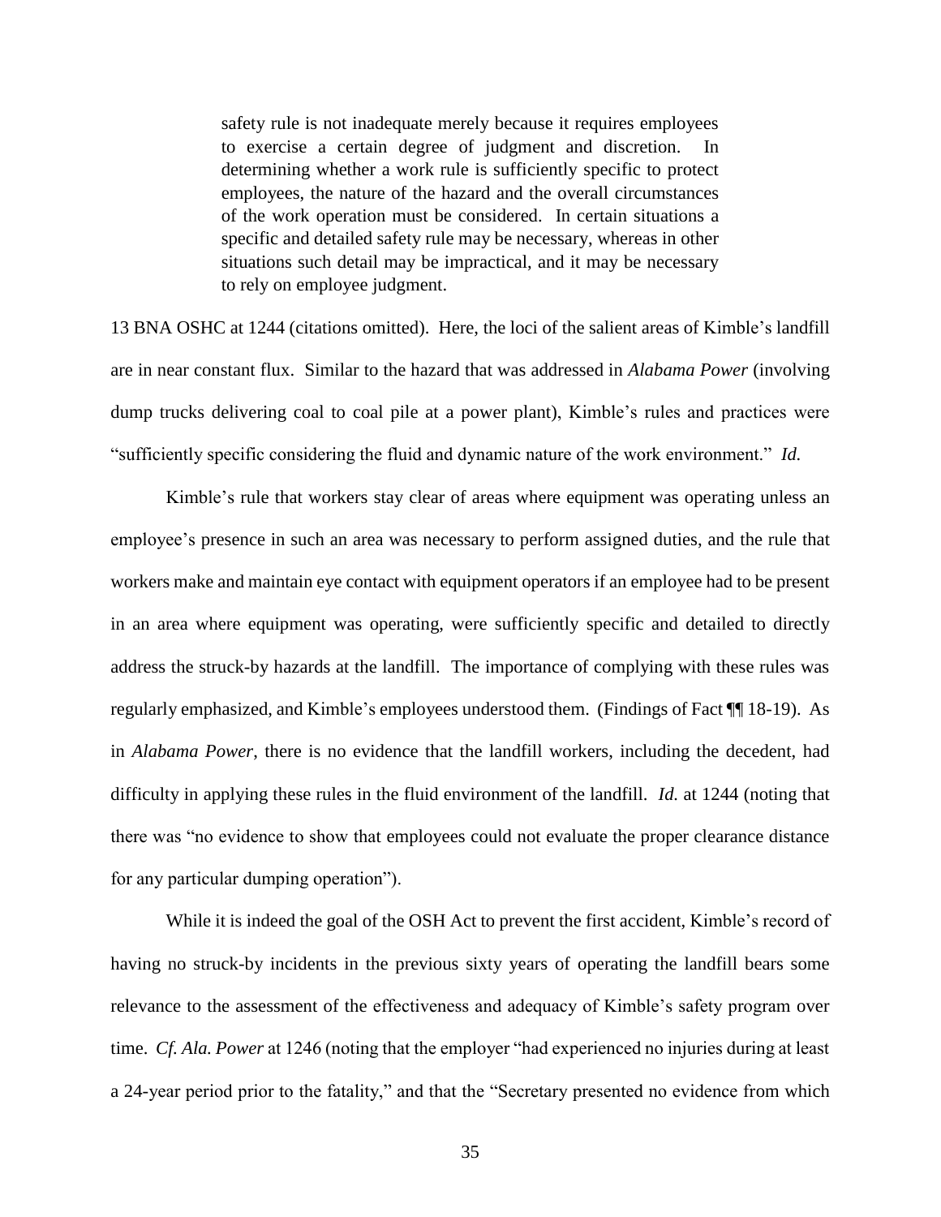> safety rule is not inadequate merely because it requires employees to exercise a certain degree of judgment and discretion. In determining whether a work rule is sufficiently specific to protect employees, the nature of the hazard and the overall circumstances of the work operation must be considered. In certain situations a specific and detailed safety rule may be necessary, whereas in other situations such detail may be impractical, and it may be necessary to rely on employee judgment.

13 BNA OSHC at 1244 (citations omitted). Here, the loci of the salient areas of Kimble's landfill are in near constant flux. Similar to the hazard that was addressed in *Alabama Power* (involving dump trucks delivering coal to coal pile at a power plant), Kimble's rules and practices were "sufficiently specific considering the fluid and dynamic nature of the work environment." *Id.*

Kimble's rule that workers stay clear of areas where equipment was operating unless an employee's presence in such an area was necessary to perform assigned duties, and the rule that workers make and maintain eye contact with equipment operators if an employee had to be present in an area where equipment was operating, were sufficiently specific and detailed to directly address the struck-by hazards at the landfill. The importance of complying with these rules was regularly emphasized, and Kimble's employees understood them. (Findings of Fact ¶¶ 18-19). As in *Alabama Power*, there is no evidence that the landfill workers, including the decedent, had difficulty in applying these rules in the fluid environment of the landfill. *Id.* at 1244 (noting that there was "no evidence to show that employees could not evaluate the proper clearance distance for any particular dumping operation").

While it is indeed the goal of the OSH Act to prevent the first accident, Kimble's record of having no struck-by incidents in the previous sixty years of operating the landfill bears some relevance to the assessment of the effectiveness and adequacy of Kimble's safety program over time. *Cf. Ala. Power* at 1246 (noting that the employer "had experienced no injuries during at least a 24-year period prior to the fatality," and that the "Secretary presented no evidence from which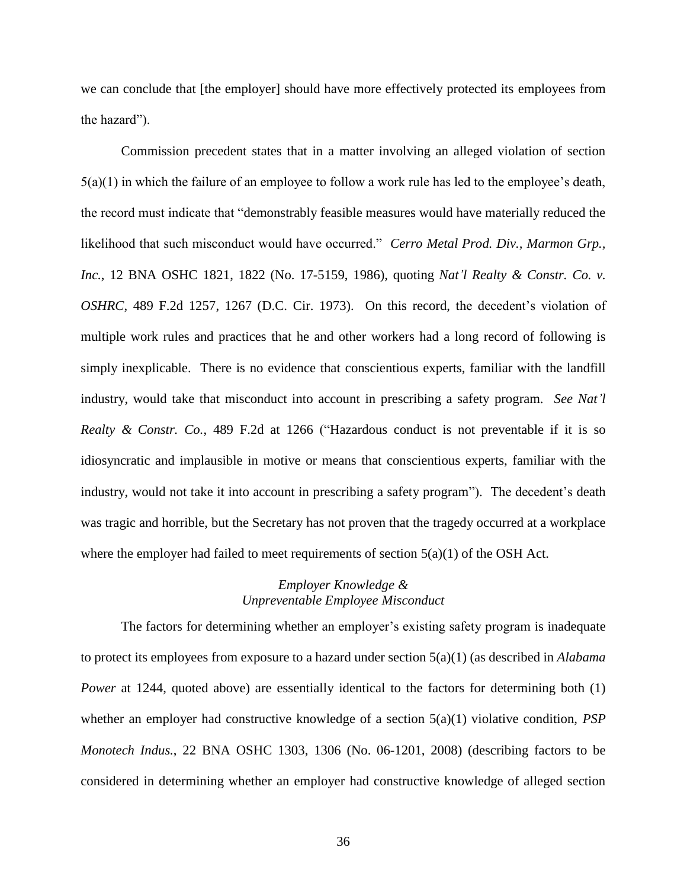we can conclude that [the employer] should have more effectively protected its employees from the hazard").

Commission precedent states that in a matter involving an alleged violation of section 5(a)(1) in which the failure of an employee to follow a work rule has led to the employee's death, the record must indicate that "demonstrably feasible measures would have materially reduced the likelihood that such misconduct would have occurred." *Cerro Metal Prod. Div., Marmon Grp., Inc.*, 12 BNA OSHC 1821, 1822 (No. 17-5159, 1986), quoting *Nat'l Realty & Constr. Co. v. OSHRC*, 489 F.2d 1257, 1267 (D.C. Cir. 1973). On this record, the decedent's violation of multiple work rules and practices that he and other workers had a long record of following is simply inexplicable. There is no evidence that conscientious experts, familiar with the landfill industry, would take that misconduct into account in prescribing a safety program. *See Nat'l Realty & Constr. Co.*, 489 F.2d at 1266 ("Hazardous conduct is not preventable if it is so idiosyncratic and implausible in motive or means that conscientious experts, familiar with the industry, would not take it into account in prescribing a safety program"). The decedent's death was tragic and horrible, but the Secretary has not proven that the tragedy occurred at a workplace where the employer had failed to meet requirements of section 5(a)(1) of the OSH Act.

*Employer Knowledge &*
*Unpreventable Employee Misconduct*

The factors for determining whether an employer's existing safety program is inadequate to protect its employees from exposure to a hazard under section 5(a)(1) (as described in *Alabama Power* at 1244, quoted above) are essentially identical to the factors for determining both (1) whether an employer had constructive knowledge of a section 5(a)(1) violative condition, *PSP Monotech Indus.*, 22 BNA OSHC 1303, 1306 (No. 06-1201, 2008) (describing factors to be considered in determining whether an employer had constructive knowledge of alleged section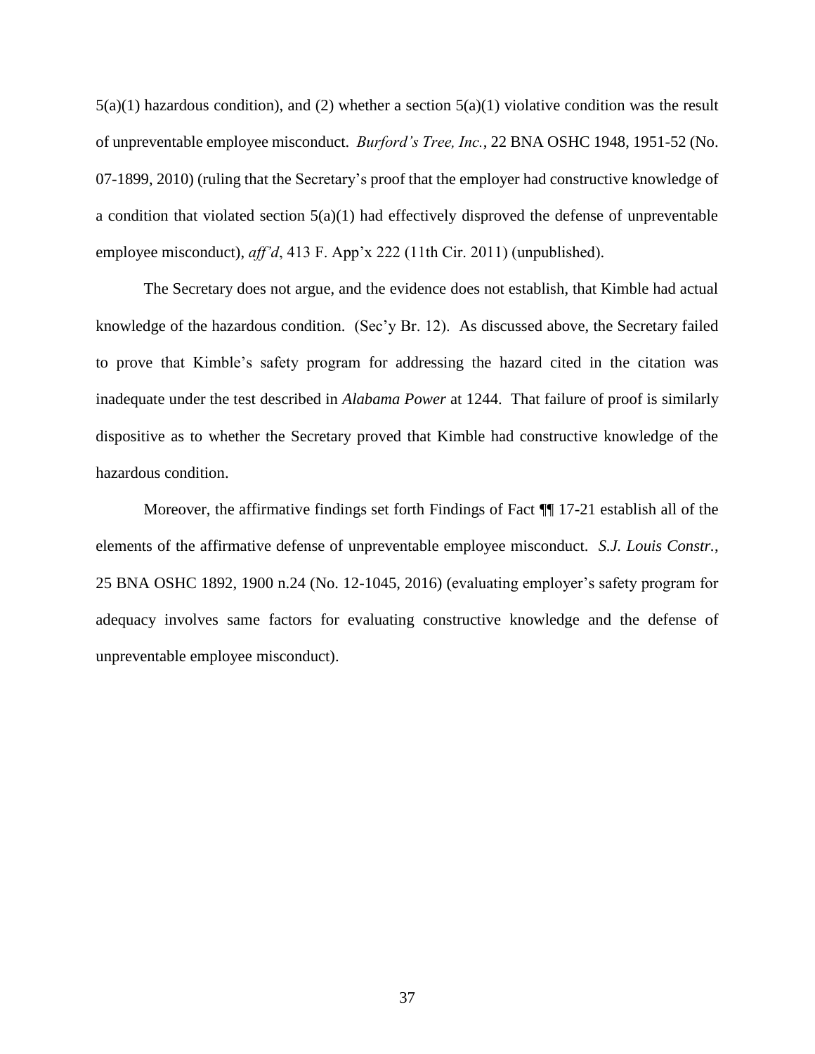5(a)(1) hazardous condition), and (2) whether a section 5(a)(1) violative condition was the result of unpreventable employee misconduct. *Burford's Tree, Inc.*, 22 BNA OSHC 1948, 1951-52 (No. 07-1899, 2010) (ruling that the Secretary's proof that the employer had constructive knowledge of a condition that violated section 5(a)(1) had effectively disproved the defense of unpreventable employee misconduct), *aff'd*, 413 F. App'x 222 (11th Cir. 2011) (unpublished).

The Secretary does not argue, and the evidence does not establish, that Kimble had actual knowledge of the hazardous condition. (Sec'y Br. 12). As discussed above, the Secretary failed to prove that Kimble's safety program for addressing the hazard cited in the citation was inadequate under the test described in *Alabama Power* at 1244. That failure of proof is similarly dispositive as to whether the Secretary proved that Kimble had constructive knowledge of the hazardous condition.

Moreover, the affirmative findings set forth Findings of Fact ¶¶ 17-21 establish all of the elements of the affirmative defense of unpreventable employee misconduct. *S.J. Louis Constr.*, 25 BNA OSHC 1892, 1900 n.24 (No. 12-1045, 2016) (evaluating employer's safety program for adequacy involves same factors for evaluating constructive knowledge and the defense of unpreventable employee misconduct).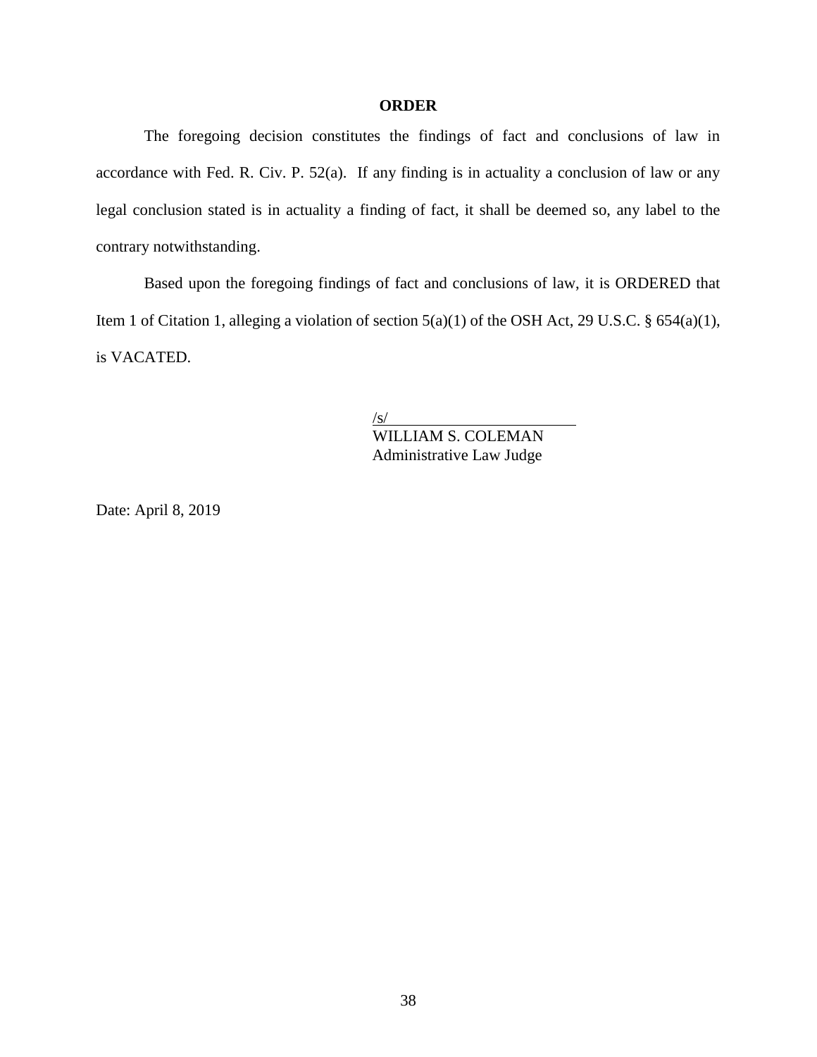## ORDER

The foregoing decision constitutes the findings of fact and conclusions of law in accordance with Fed. R. Civ. P. 52(a). If any finding is in actuality a conclusion of law or any legal conclusion stated is in actuality a finding of fact, it shall be deemed so, any label to the contrary notwithstanding.

Based upon the foregoing findings of fact and conclusions of law, it is ORDERED that Item 1 of Citation 1, alleging a violation of section 5(a)(1) of the OSH Act, 29 U.S.C. § 654(a)(1), is VACATED.

/s/
WILLIAM S. COLEMAN
Administrative Law Judge

Date: April 8, 2019